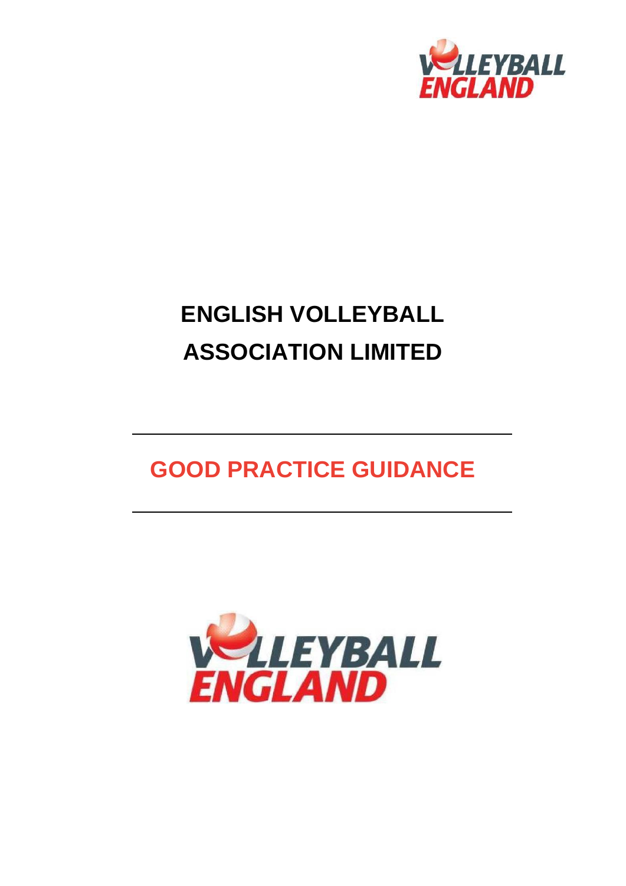# ENGLISH VOLLEYBALL ASSOCIATION LIMITED

## GOOD PRACTICE GUIDANCE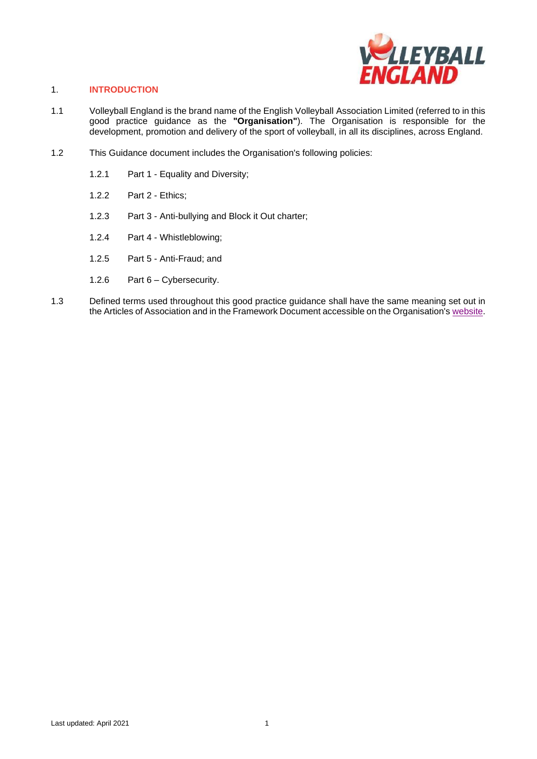## 1. INTRODUCTION

1.1 Volleyball England is the brand name of the English Volleyball Association Limited (referred to in this good practice guidance as the **"Organisation"**). The Organisation is responsible for the development, promotion and delivery of the sport of volleyball, in all its disciplines, across England.

1.2 This Guidance document includes the Organisation's following policies:

- 1.2.1 Part 1 - Equality and Diversity;
- 1.2.2 Part 2 - Ethics;
- 1.2.3 Part 3 - Anti-bullying and Block it Out charter;
- 1.2.4 Part 4 - Whistleblowing;
- 1.2.5 Part 5 - Anti-Fraud; and
- 1.2.6 Part 6 – Cybersecurity.

1.3 Defined terms used throughout this good practice guidance shall have the same meaning set out in the Articles of Association and in the Framework Document accessible on the Organisation's website.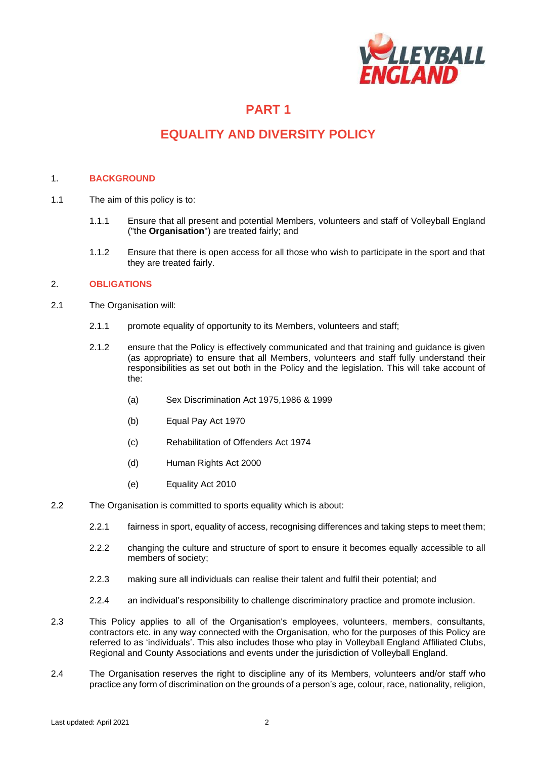# PART 1

# EQUALITY AND DIVERSITY POLICY

## 1. BACKGROUND

1.1 The aim of this policy is to:

1.1.1 Ensure that all present and potential Members, volunteers and staff of Volleyball England ("the **Organisation**") are treated fairly; and

1.1.2 Ensure that there is open access for all those who wish to participate in the sport and that they are treated fairly.

## 2. OBLIGATIONS

2.1 The Organisation will:

2.1.1 promote equality of opportunity to its Members, volunteers and staff;

2.1.2 ensure that the Policy is effectively communicated and that training and guidance is given (as appropriate) to ensure that all Members, volunteers and staff fully understand their responsibilities as set out both in the Policy and the legislation. This will take account of the:

(a) Sex Discrimination Act 1975,1986 & 1999

(b) Equal Pay Act 1970

(c) Rehabilitation of Offenders Act 1974

(d) Human Rights Act 2000

(e) Equality Act 2010

2.2 The Organisation is committed to sports equality which is about:

2.2.1 fairness in sport, equality of access, recognising differences and taking steps to meet them;

2.2.2 changing the culture and structure of sport to ensure it becomes equally accessible to all members of society;

2.2.3 making sure all individuals can realise their talent and fulfil their potential; and

2.2.4 an individual's responsibility to challenge discriminatory practice and promote inclusion.

2.3 This Policy applies to all of the Organisation's employees, volunteers, members, consultants, contractors etc. in any way connected with the Organisation, who for the purposes of this Policy are referred to as 'individuals'. This also includes those who play in Volleyball England Affiliated Clubs, Regional and County Associations and events under the jurisdiction of Volleyball England.

2.4 The Organisation reserves the right to discipline any of its Members, volunteers and/or staff who practice any form of discrimination on the grounds of a person's age, colour, race, nationality, religion,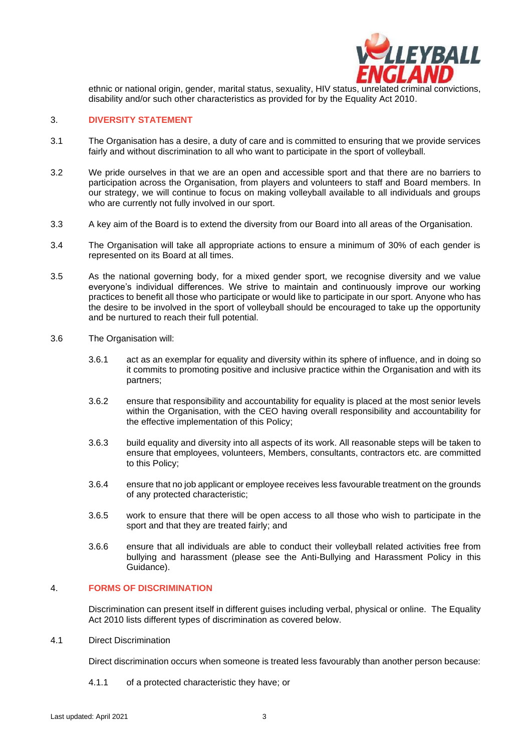ethnic or national origin, gender, marital status, sexuality, HIV status, unrelated criminal convictions, disability and/or such other characteristics as provided for by the Equality Act 2010.

## 3. DIVERSITY STATEMENT

3.1 The Organisation has a desire, a duty of care and is committed to ensuring that we provide services fairly and without discrimination to all who want to participate in the sport of volleyball.

3.2 We pride ourselves in that we are an open and accessible sport and that there are no barriers to participation across the Organisation, from players and volunteers to staff and Board members. In our strategy, we will continue to focus on making volleyball available to all individuals and groups who are currently not fully involved in our sport.

3.3 A key aim of the Board is to extend the diversity from our Board into all areas of the Organisation.

3.4 The Organisation will take all appropriate actions to ensure a minimum of 30% of each gender is represented on its Board at all times.

3.5 As the national governing body, for a mixed gender sport, we recognise diversity and we value everyone's individual differences. We strive to maintain and continuously improve our working practices to benefit all those who participate or would like to participate in our sport. Anyone who has the desire to be involved in the sport of volleyball should be encouraged to take up the opportunity and be nurtured to reach their full potential.

3.6 The Organisation will:

3.6.1 act as an exemplar for equality and diversity within its sphere of influence, and in doing so it commits to promoting positive and inclusive practice within the Organisation and with its partners;

3.6.2 ensure that responsibility and accountability for equality is placed at the most senior levels within the Organisation, with the CEO having overall responsibility and accountability for the effective implementation of this Policy;

3.6.3 build equality and diversity into all aspects of its work. All reasonable steps will be taken to ensure that employees, volunteers, Members, consultants, contractors etc. are committed to this Policy;

3.6.4 ensure that no job applicant or employee receives less favourable treatment on the grounds of any protected characteristic;

3.6.5 work to ensure that there will be open access to all those who wish to participate in the sport and that they are treated fairly; and

3.6.6 ensure that all individuals are able to conduct their volleyball related activities free from bullying and harassment (please see the Anti-Bullying and Harassment Policy in this Guidance).

## 4. FORMS OF DISCRIMINATION

Discrimination can present itself in different guises including verbal, physical or online. The Equality Act 2010 lists different types of discrimination as covered below.

4.1 Direct Discrimination

Direct discrimination occurs when someone is treated less favourably than another person because:

4.1.1 of a protected characteristic they have; or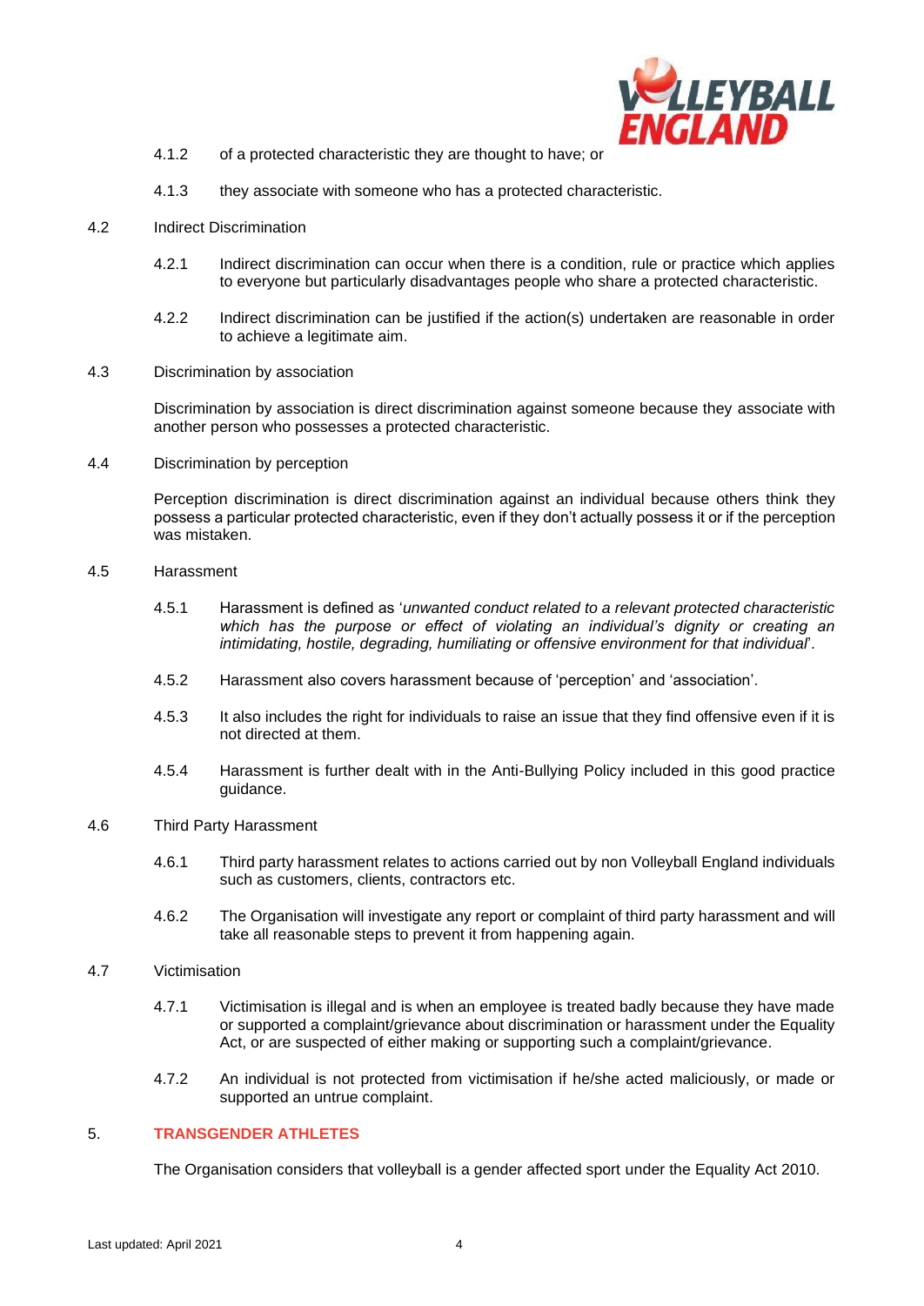4.1.2 of a protected characteristic they are thought to have; or

4.1.3 they associate with someone who has a protected characteristic.

4.2 Indirect Discrimination

4.2.1 Indirect discrimination can occur when there is a condition, rule or practice which applies to everyone but particularly disadvantages people who share a protected characteristic.

4.2.2 Indirect discrimination can be justified if the action(s) undertaken are reasonable in order to achieve a legitimate aim.

4.3 Discrimination by association

Discrimination by association is direct discrimination against someone because they associate with another person who possesses a protected characteristic.

4.4 Discrimination by perception

Perception discrimination is direct discrimination against an individual because others think they possess a particular protected characteristic, even if they don't actually possess it or if the perception was mistaken.

4.5 Harassment

4.5.1 Harassment is defined as '*unwanted conduct related to a relevant protected characteristic which has the purpose or effect of violating an individual's dignity or creating an intimidating, hostile, degrading, humiliating or offensive environment for that individual*'.

4.5.2 Harassment also covers harassment because of 'perception' and 'association'.

4.5.3 It also includes the right for individuals to raise an issue that they find offensive even if it is not directed at them.

4.5.4 Harassment is further dealt with in the Anti-Bullying Policy included in this good practice guidance.

4.6 Third Party Harassment

4.6.1 Third party harassment relates to actions carried out by non Volleyball England individuals such as customers, clients, contractors etc.

4.6.2 The Organisation will investigate any report or complaint of third party harassment and will take all reasonable steps to prevent it from happening again.

4.7 Victimisation

4.7.1 Victimisation is illegal and is when an employee is treated badly because they have made or supported a complaint/grievance about discrimination or harassment under the Equality Act, or are suspected of either making or supporting such a complaint/grievance.

4.7.2 An individual is not protected from victimisation if he/she acted maliciously, or made or supported an untrue complaint.

## 5. TRANSGENDER ATHLETES

The Organisation considers that volleyball is a gender affected sport under the Equality Act 2010.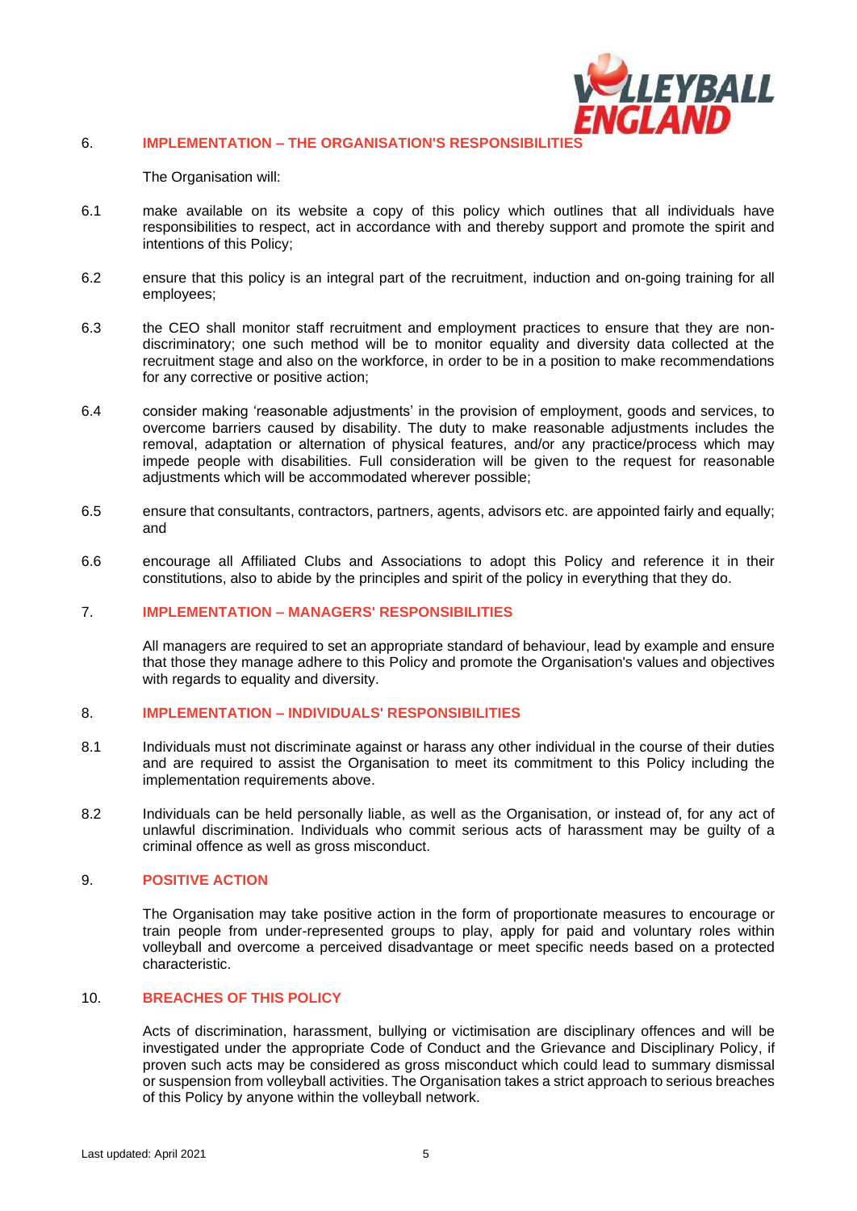## 6. IMPLEMENTATION – THE ORGANISATION'S RESPONSIBILITIES

The Organisation will:

6.1 make available on its website a copy of this policy which outlines that all individuals have responsibilities to respect, act in accordance with and thereby support and promote the spirit and intentions of this Policy;

6.2 ensure that this policy is an integral part of the recruitment, induction and on-going training for all employees;

6.3 the CEO shall monitor staff recruitment and employment practices to ensure that they are non-discriminatory; one such method will be to monitor equality and diversity data collected at the recruitment stage and also on the workforce, in order to be in a position to make recommendations for any corrective or positive action;

6.4 consider making 'reasonable adjustments' in the provision of employment, goods and services, to overcome barriers caused by disability. The duty to make reasonable adjustments includes the removal, adaptation or alternation of physical features, and/or any practice/process which may impede people with disabilities. Full consideration will be given to the request for reasonable adjustments which will be accommodated wherever possible;

6.5 ensure that consultants, contractors, partners, agents, advisors etc. are appointed fairly and equally; and

6.6 encourage all Affiliated Clubs and Associations to adopt this Policy and reference it in their constitutions, also to abide by the principles and spirit of the policy in everything that they do.

## 7. IMPLEMENTATION – MANAGERS' RESPONSIBILITIES

All managers are required to set an appropriate standard of behaviour, lead by example and ensure that those they manage adhere to this Policy and promote the Organisation's values and objectives with regards to equality and diversity.

## 8. IMPLEMENTATION – INDIVIDUALS' RESPONSIBILITIES

8.1 Individuals must not discriminate against or harass any other individual in the course of their duties and are required to assist the Organisation to meet its commitment to this Policy including the implementation requirements above.

8.2 Individuals can be held personally liable, as well as the Organisation, or instead of, for any act of unlawful discrimination. Individuals who commit serious acts of harassment may be guilty of a criminal offence as well as gross misconduct.

## 9. POSITIVE ACTION

The Organisation may take positive action in the form of proportionate measures to encourage or train people from under-represented groups to play, apply for paid and voluntary roles within volleyball and overcome a perceived disadvantage or meet specific needs based on a protected characteristic.

## 10. BREACHES OF THIS POLICY

Acts of discrimination, harassment, bullying or victimisation are disciplinary offences and will be investigated under the appropriate Code of Conduct and the Grievance and Disciplinary Policy, if proven such acts may be considered as gross misconduct which could lead to summary dismissal or suspension from volleyball activities. The Organisation takes a strict approach to serious breaches of this Policy by anyone within the volleyball network.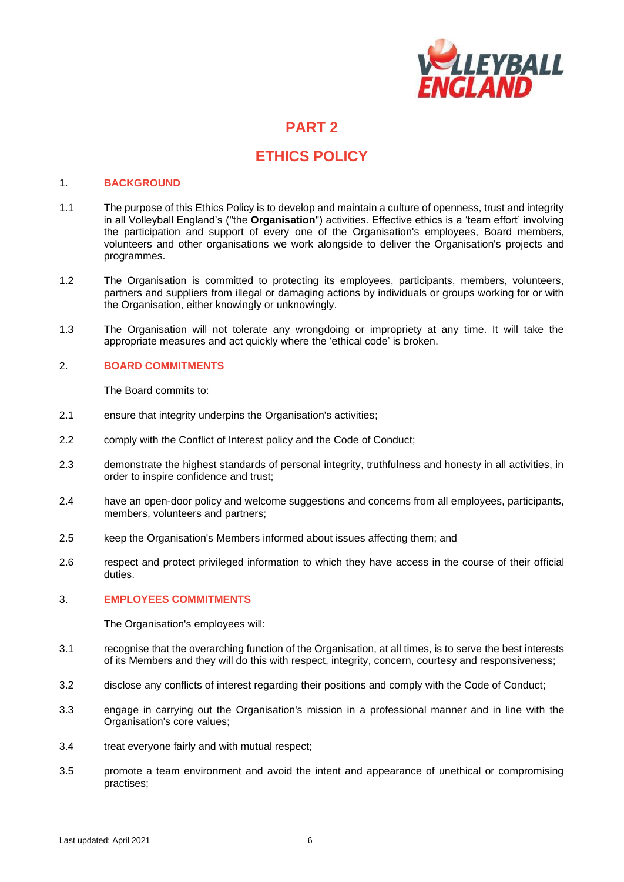# PART 2

# ETHICS POLICY

## 1. BACKGROUND

1.1 The purpose of this Ethics Policy is to develop and maintain a culture of openness, trust and integrity in all Volleyball England's ("the **Organisation**") activities. Effective ethics is a 'team effort' involving the participation and support of every one of the Organisation's employees, Board members, volunteers and other organisations we work alongside to deliver the Organisation's projects and programmes.

1.2 The Organisation is committed to protecting its employees, participants, members, volunteers, partners and suppliers from illegal or damaging actions by individuals or groups working for or with the Organisation, either knowingly or unknowingly.

1.3 The Organisation will not tolerate any wrongdoing or impropriety at any time. It will take the appropriate measures and act quickly where the 'ethical code' is broken.

## 2. BOARD COMMITMENTS

The Board commits to:

2.1 ensure that integrity underpins the Organisation's activities;

2.2 comply with the Conflict of Interest policy and the Code of Conduct;

2.3 demonstrate the highest standards of personal integrity, truthfulness and honesty in all activities, in order to inspire confidence and trust;

2.4 have an open-door policy and welcome suggestions and concerns from all employees, participants, members, volunteers and partners;

2.5 keep the Organisation's Members informed about issues affecting them; and

2.6 respect and protect privileged information to which they have access in the course of their official duties.

## 3. EMPLOYEES COMMITMENTS

The Organisation's employees will:

3.1 recognise that the overarching function of the Organisation, at all times, is to serve the best interests of its Members and they will do this with respect, integrity, concern, courtesy and responsiveness;

3.2 disclose any conflicts of interest regarding their positions and comply with the Code of Conduct;

3.3 engage in carrying out the Organisation's mission in a professional manner and in line with the Organisation's core values;

3.4 treat everyone fairly and with mutual respect;

3.5 promote a team environment and avoid the intent and appearance of unethical or compromising practises;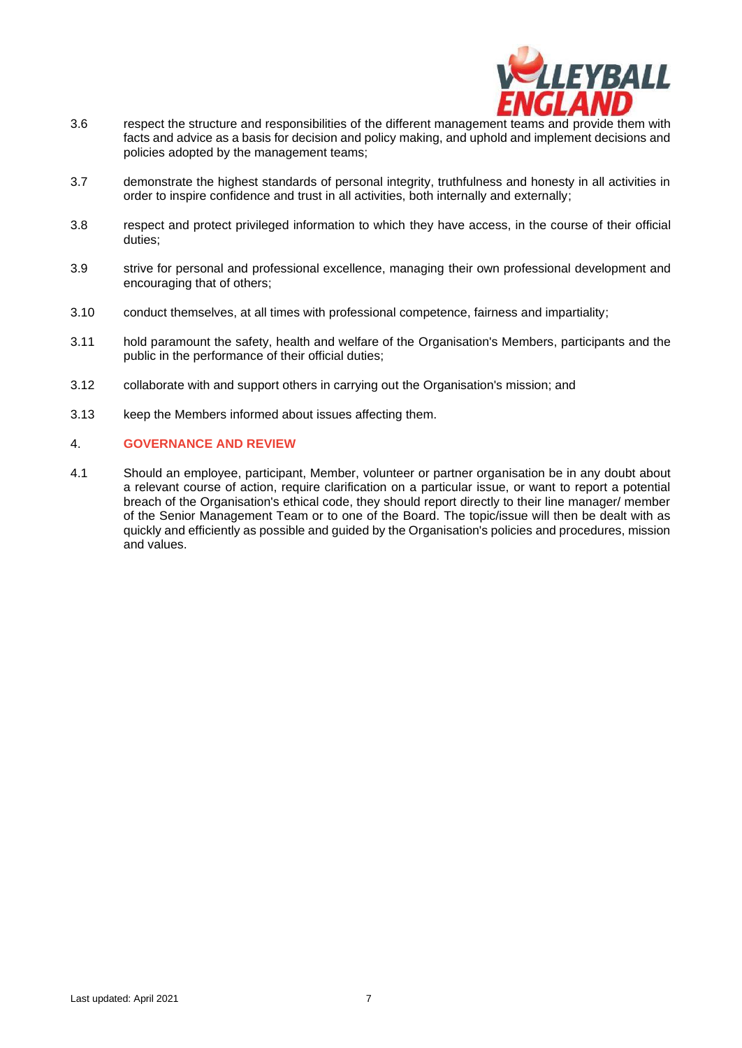3.6 respect the structure and responsibilities of the different management teams and provide them with facts and advice as a basis for decision and policy making, and uphold and implement decisions and policies adopted by the management teams;

3.7 demonstrate the highest standards of personal integrity, truthfulness and honesty in all activities in order to inspire confidence and trust in all activities, both internally and externally;

3.8 respect and protect privileged information to which they have access, in the course of their official duties;

3.9 strive for personal and professional excellence, managing their own professional development and encouraging that of others;

3.10 conduct themselves, at all times with professional competence, fairness and impartiality;

3.11 hold paramount the safety, health and welfare of the Organisation's Members, participants and the public in the performance of their official duties;

3.12 collaborate with and support others in carrying out the Organisation's mission; and

3.13 keep the Members informed about issues affecting them.

## 4. GOVERNANCE AND REVIEW

4.1 Should an employee, participant, Member, volunteer or partner organisation be in any doubt about a relevant course of action, require clarification on a particular issue, or want to report a potential breach of the Organisation's ethical code, they should report directly to their line manager/ member of the Senior Management Team or to one of the Board. The topic/issue will then be dealt with as quickly and efficiently as possible and guided by the Organisation's policies and procedures, mission and values.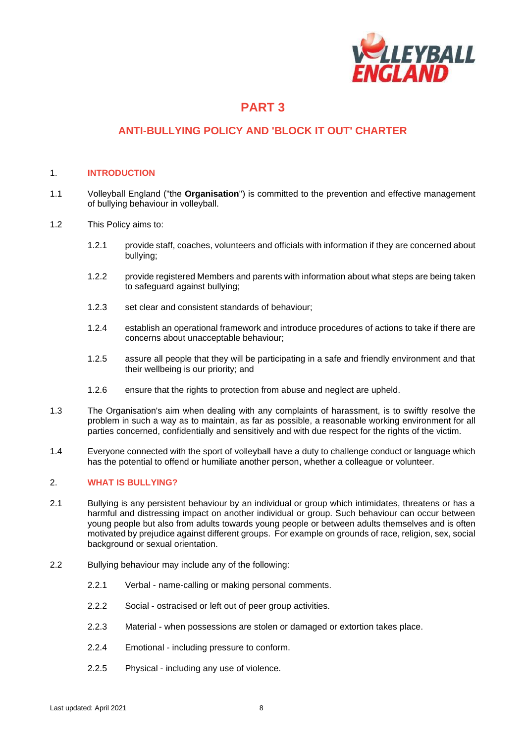# PART 3

## ANTI-BULLYING POLICY AND 'BLOCK IT OUT' CHARTER

### 1. INTRODUCTION

1.1 Volleyball England ("the **Organisation**") is committed to the prevention and effective management of bullying behaviour in volleyball.

1.2 This Policy aims to:

1.2.1 provide staff, coaches, volunteers and officials with information if they are concerned about bullying;

1.2.2 provide registered Members and parents with information about what steps are being taken to safeguard against bullying;

1.2.3 set clear and consistent standards of behaviour;

1.2.4 establish an operational framework and introduce procedures of actions to take if there are concerns about unacceptable behaviour;

1.2.5 assure all people that they will be participating in a safe and friendly environment and that their wellbeing is our priority; and

1.2.6 ensure that the rights to protection from abuse and neglect are upheld.

1.3 The Organisation's aim when dealing with any complaints of harassment, is to swiftly resolve the problem in such a way as to maintain, as far as possible, a reasonable working environment for all parties concerned, confidentially and sensitively and with due respect for the rights of the victim.

1.4 Everyone connected with the sport of volleyball have a duty to challenge conduct or language which has the potential to offend or humiliate another person, whether a colleague or volunteer.

### 2. WHAT IS BULLYING?

2.1 Bullying is any persistent behaviour by an individual or group which intimidates, threatens or has a harmful and distressing impact on another individual or group. Such behaviour can occur between young people but also from adults towards young people or between adults themselves and is often motivated by prejudice against different groups. For example on grounds of race, religion, sex, social background or sexual orientation.

2.2 Bullying behaviour may include any of the following:

2.2.1 Verbal - name-calling or making personal comments.

2.2.2 Social - ostracised or left out of peer group activities.

2.2.3 Material - when possessions are stolen or damaged or extortion takes place.

2.2.4 Emotional - including pressure to conform.

2.2.5 Physical - including any use of violence.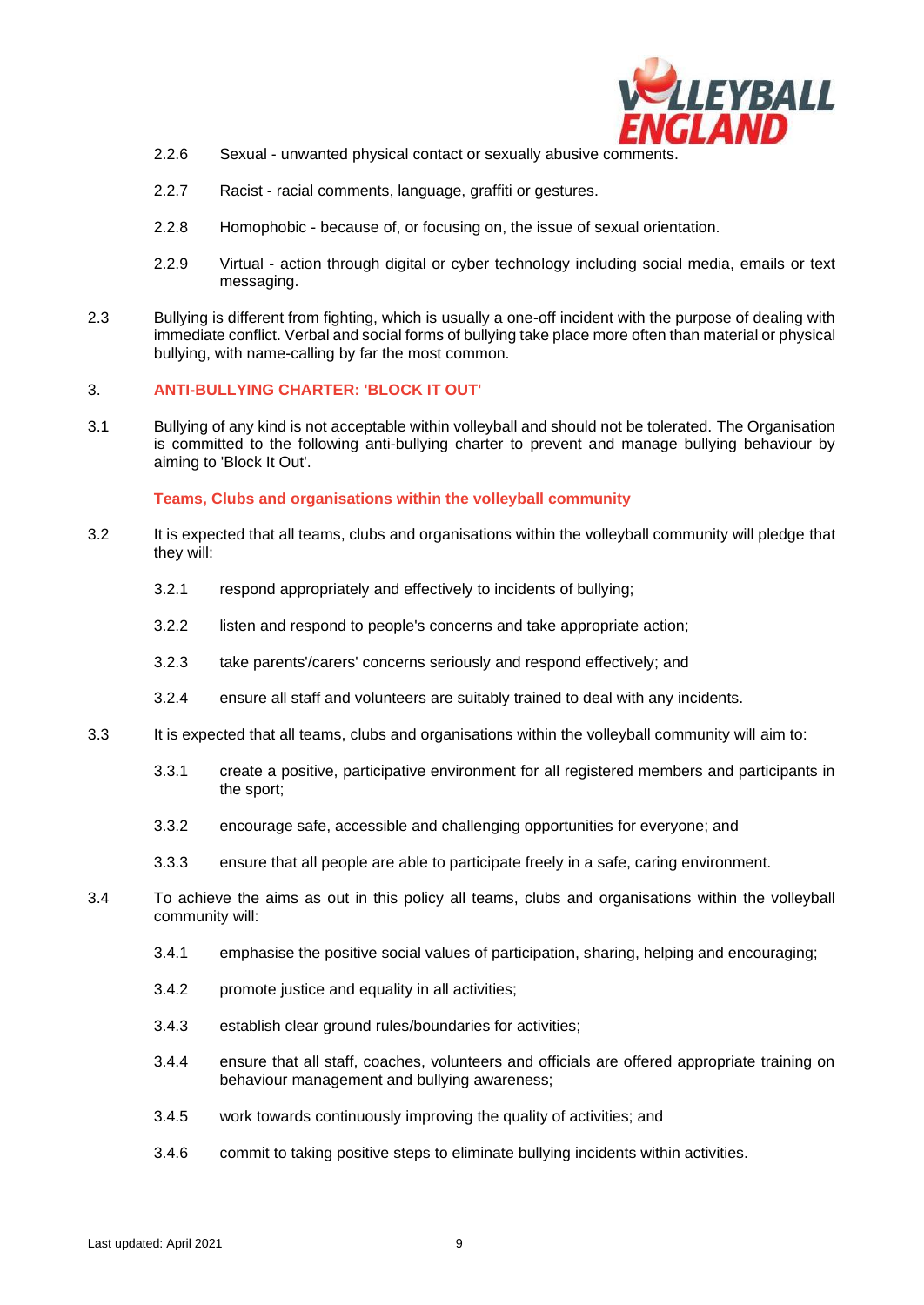2.2.6 Sexual - unwanted physical contact or sexually abusive comments.

2.2.7 Racist - racial comments, language, graffiti or gestures.

2.2.8 Homophobic - because of, or focusing on, the issue of sexual orientation.

2.2.9 Virtual - action through digital or cyber technology including social media, emails or text messaging.

2.3 Bullying is different from fighting, which is usually a one-off incident with the purpose of dealing with immediate conflict. Verbal and social forms of bullying take place more often than material or physical bullying, with name-calling by far the most common.

## 3. ANTI-BULLYING CHARTER: 'BLOCK IT OUT'

3.1 Bullying of any kind is not acceptable within volleyball and should not be tolerated. The Organisation is committed to the following anti-bullying charter to prevent and manage bullying behaviour by aiming to 'Block It Out'.

### Teams, Clubs and organisations within the volleyball community

3.2 It is expected that all teams, clubs and organisations within the volleyball community will pledge that they will:

3.2.1 respond appropriately and effectively to incidents of bullying;

3.2.2 listen and respond to people's concerns and take appropriate action;

3.2.3 take parents'/carers' concerns seriously and respond effectively; and

3.2.4 ensure all staff and volunteers are suitably trained to deal with any incidents.

3.3 It is expected that all teams, clubs and organisations within the volleyball community will aim to:

3.3.1 create a positive, participative environment for all registered members and participants in the sport;

3.3.2 encourage safe, accessible and challenging opportunities for everyone; and

3.3.3 ensure that all people are able to participate freely in a safe, caring environment.

3.4 To achieve the aims as out in this policy all teams, clubs and organisations within the volleyball community will:

3.4.1 emphasise the positive social values of participation, sharing, helping and encouraging;

3.4.2 promote justice and equality in all activities;

3.4.3 establish clear ground rules/boundaries for activities;

3.4.4 ensure that all staff, coaches, volunteers and officials are offered appropriate training on behaviour management and bullying awareness;

3.4.5 work towards continuously improving the quality of activities; and

3.4.6 commit to taking positive steps to eliminate bullying incidents within activities.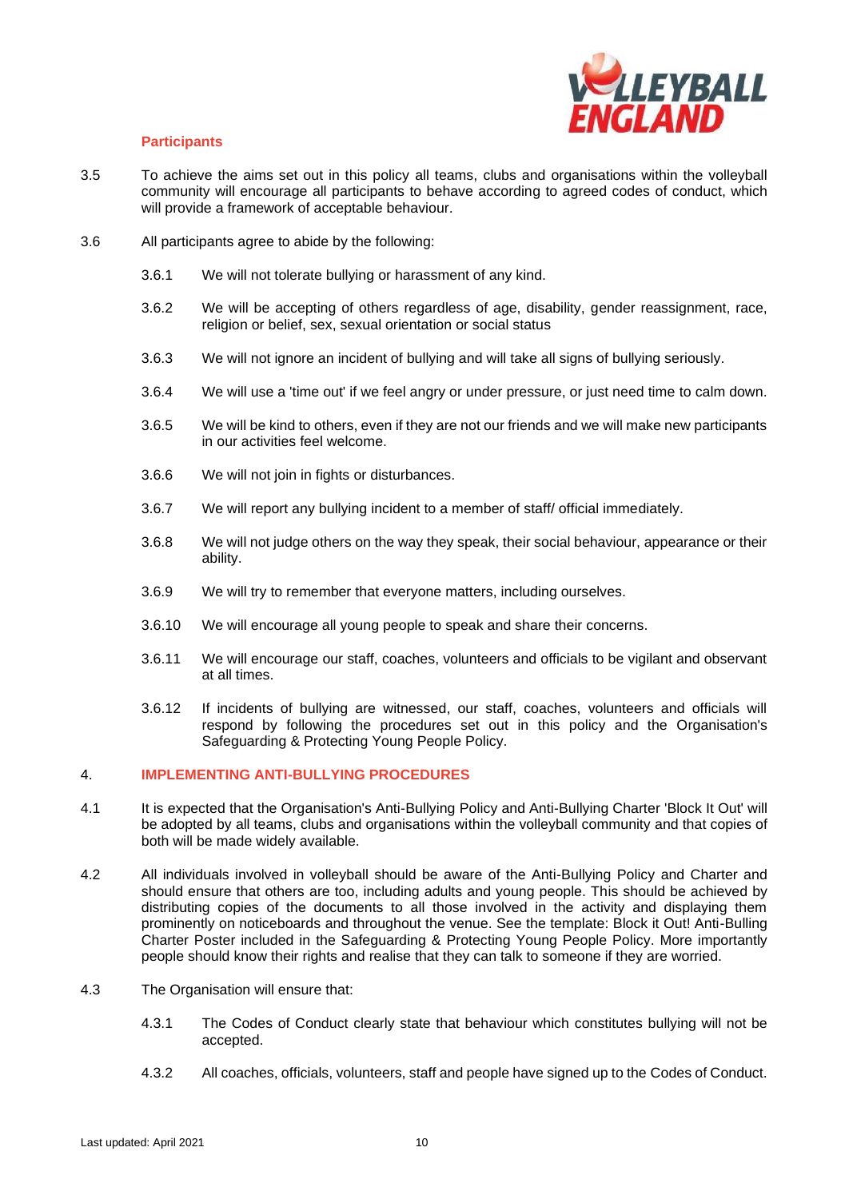### Participants

3.5 To achieve the aims set out in this policy all teams, clubs and organisations within the volleyball community will encourage all participants to behave according to agreed codes of conduct, which will provide a framework of acceptable behaviour.

3.6 All participants agree to abide by the following:

3.6.1 We will not tolerate bullying or harassment of any kind.

3.6.2 We will be accepting of others regardless of age, disability, gender reassignment, race, religion or belief, sex, sexual orientation or social status

3.6.3 We will not ignore an incident of bullying and will take all signs of bullying seriously.

3.6.4 We will use a 'time out' if we feel angry or under pressure, or just need time to calm down.

3.6.5 We will be kind to others, even if they are not our friends and we will make new participants in our activities feel welcome.

3.6.6 We will not join in fights or disturbances.

3.6.7 We will report any bullying incident to a member of staff/ official immediately.

3.6.8 We will not judge others on the way they speak, their social behaviour, appearance or their ability.

3.6.9 We will try to remember that everyone matters, including ourselves.

3.6.10 We will encourage all young people to speak and share their concerns.

3.6.11 We will encourage our staff, coaches, volunteers and officials to be vigilant and observant at all times.

3.6.12 If incidents of bullying are witnessed, our staff, coaches, volunteers and officials will respond by following the procedures set out in this policy and the Organisation's Safeguarding & Protecting Young People Policy.

## 4. IMPLEMENTING ANTI-BULLYING PROCEDURES

4.1 It is expected that the Organisation's Anti-Bullying Policy and Anti-Bullying Charter 'Block It Out' will be adopted by all teams, clubs and organisations within the volleyball community and that copies of both will be made widely available.

4.2 All individuals involved in volleyball should be aware of the Anti-Bullying Policy and Charter and should ensure that others are too, including adults and young people. This should be achieved by distributing copies of the documents to all those involved in the activity and displaying them prominently on noticeboards and throughout the venue. See the template: Block it Out! Anti-Bulling Charter Poster included in the Safeguarding & Protecting Young People Policy. More importantly people should know their rights and realise that they can talk to someone if they are worried.

4.3 The Organisation will ensure that:

4.3.1 The Codes of Conduct clearly state that behaviour which constitutes bullying will not be accepted.

4.3.2 All coaches, officials, volunteers, staff and people have signed up to the Codes of Conduct.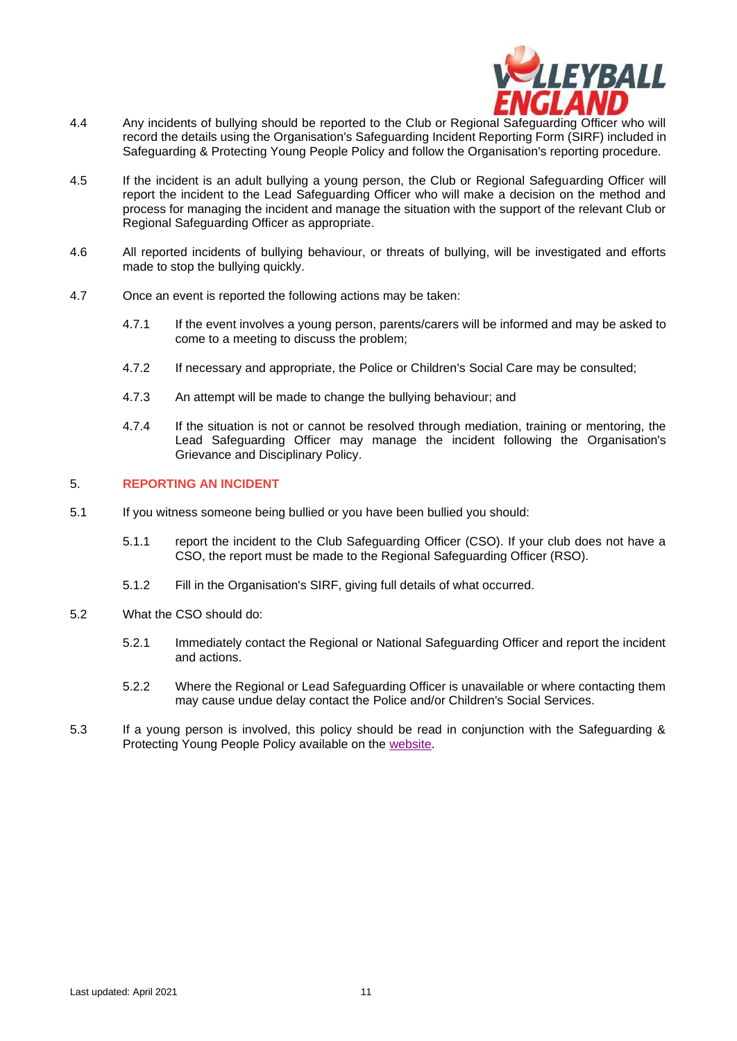4.4 Any incidents of bullying should be reported to the Club or Regional Safeguarding Officer who will record the details using the Organisation's Safeguarding Incident Reporting Form (SIRF) included in Safeguarding & Protecting Young People Policy and follow the Organisation's reporting procedure.

4.5 If the incident is an adult bullying a young person, the Club or Regional Safeguarding Officer will report the incident to the Lead Safeguarding Officer who will make a decision on the method and process for managing the incident and manage the situation with the support of the relevant Club or Regional Safeguarding Officer as appropriate.

4.6 All reported incidents of bullying behaviour, or threats of bullying, will be investigated and efforts made to stop the bullying quickly.

4.7 Once an event is reported the following actions may be taken:

4.7.1 If the event involves a young person, parents/carers will be informed and may be asked to come to a meeting to discuss the problem;

4.7.2 If necessary and appropriate, the Police or Children's Social Care may be consulted;

4.7.3 An attempt will be made to change the bullying behaviour; and

4.7.4 If the situation is not or cannot be resolved through mediation, training or mentoring, the Lead Safeguarding Officer may manage the incident following the Organisation's Grievance and Disciplinary Policy.

## 5. REPORTING AN INCIDENT

5.1 If you witness someone being bullied or you have been bullied you should:

5.1.1 report the incident to the Club Safeguarding Officer (CSO). If your club does not have a CSO, the report must be made to the Regional Safeguarding Officer (RSO).

5.1.2 Fill in the Organisation's SIRF, giving full details of what occurred.

5.2 What the CSO should do:

5.2.1 Immediately contact the Regional or National Safeguarding Officer and report the incident and actions.

5.2.2 Where the Regional or Lead Safeguarding Officer is unavailable or where contacting them may cause undue delay contact the Police and/or Children's Social Services.

5.3 If a young person is involved, this policy should be read in conjunction with the Safeguarding & Protecting Young People Policy available on the website.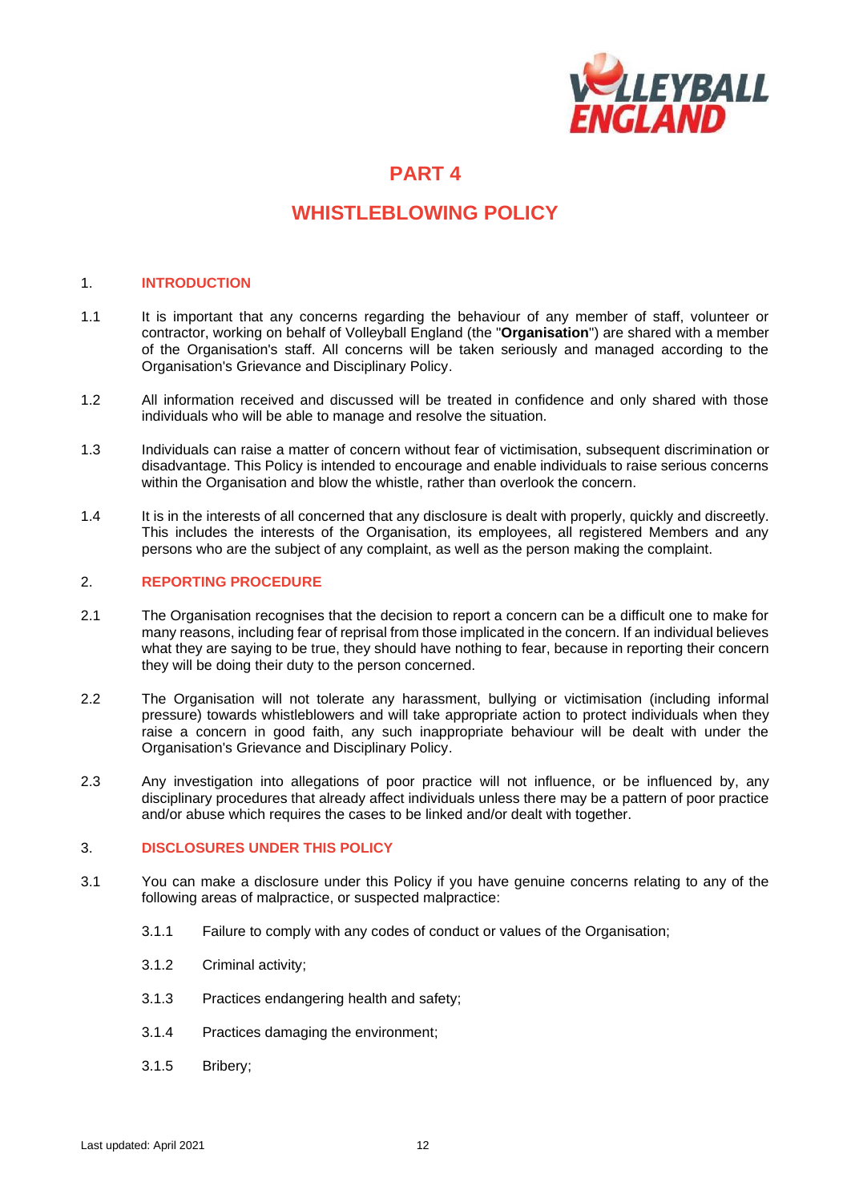# PART 4

# WHISTLEBLOWING POLICY

## 1. INTRODUCTION

1.1 It is important that any concerns regarding the behaviour of any member of staff, volunteer or contractor, working on behalf of Volleyball England (the "**Organisation**") are shared with a member of the Organisation's staff. All concerns will be taken seriously and managed according to the Organisation's Grievance and Disciplinary Policy.

1.2 All information received and discussed will be treated in confidence and only shared with those individuals who will be able to manage and resolve the situation.

1.3 Individuals can raise a matter of concern without fear of victimisation, subsequent discrimination or disadvantage. This Policy is intended to encourage and enable individuals to raise serious concerns within the Organisation and blow the whistle, rather than overlook the concern.

1.4 It is in the interests of all concerned that any disclosure is dealt with properly, quickly and discreetly. This includes the interests of the Organisation, its employees, all registered Members and any persons who are the subject of any complaint, as well as the person making the complaint.

## 2. REPORTING PROCEDURE

2.1 The Organisation recognises that the decision to report a concern can be a difficult one to make for many reasons, including fear of reprisal from those implicated in the concern. If an individual believes what they are saying to be true, they should have nothing to fear, because in reporting their concern they will be doing their duty to the person concerned.

2.2 The Organisation will not tolerate any harassment, bullying or victimisation (including informal pressure) towards whistleblowers and will take appropriate action to protect individuals when they raise a concern in good faith, any such inappropriate behaviour will be dealt with under the Organisation's Grievance and Disciplinary Policy.

2.3 Any investigation into allegations of poor practice will not influence, or be influenced by, any disciplinary procedures that already affect individuals unless there may be a pattern of poor practice and/or abuse which requires the cases to be linked and/or dealt with together.

## 3. DISCLOSURES UNDER THIS POLICY

3.1 You can make a disclosure under this Policy if you have genuine concerns relating to any of the following areas of malpractice, or suspected malpractice:

3.1.1 Failure to comply with any codes of conduct or values of the Organisation;

3.1.2 Criminal activity;

3.1.3 Practices endangering health and safety;

3.1.4 Practices damaging the environment;

3.1.5 Bribery;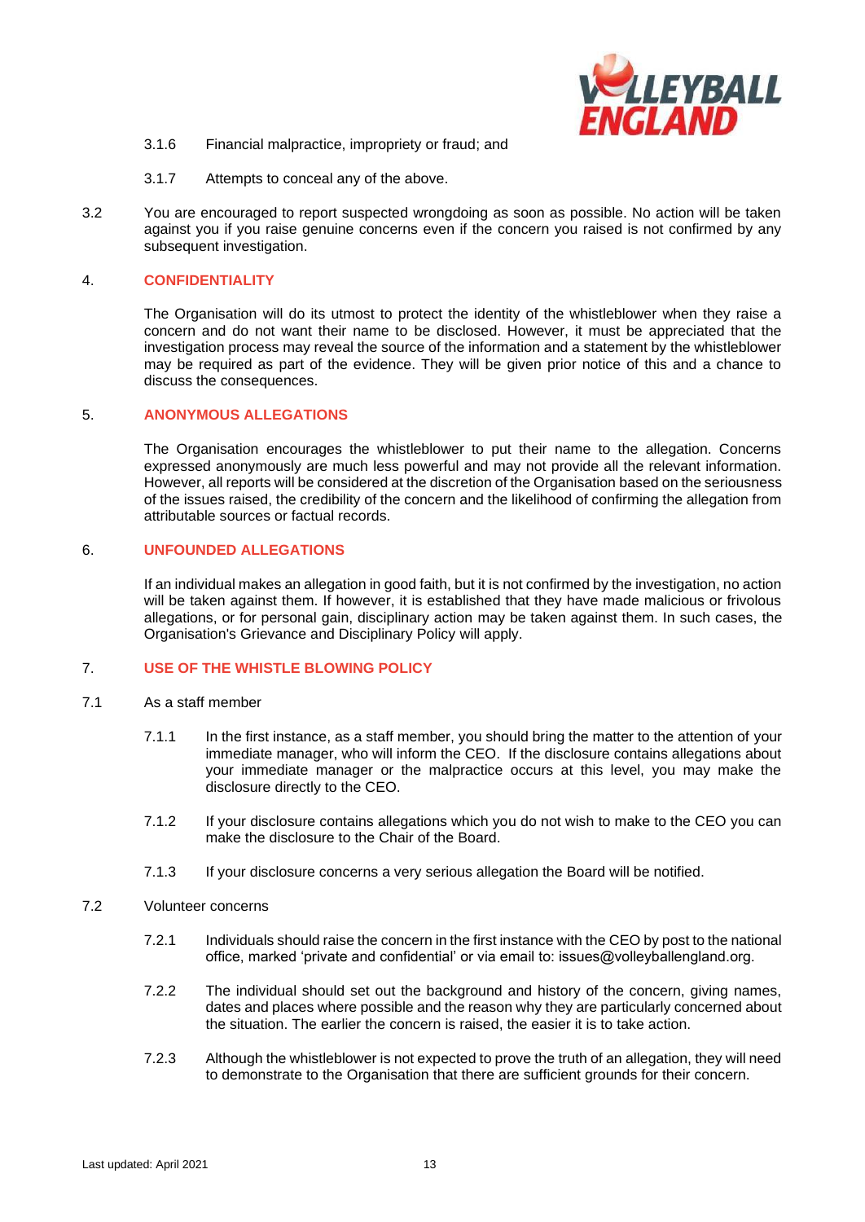3.1.6 Financial malpractice, impropriety or fraud; and

3.1.7 Attempts to conceal any of the above.

3.2 You are encouraged to report suspected wrongdoing as soon as possible. No action will be taken against you if you raise genuine concerns even if the concern you raised is not confirmed by any subsequent investigation.

## 4. CONFIDENTIALITY

The Organisation will do its utmost to protect the identity of the whistleblower when they raise a concern and do not want their name to be disclosed. However, it must be appreciated that the investigation process may reveal the source of the information and a statement by the whistleblower may be required as part of the evidence. They will be given prior notice of this and a chance to discuss the consequences.

## 5. ANONYMOUS ALLEGATIONS

The Organisation encourages the whistleblower to put their name to the allegation. Concerns expressed anonymously are much less powerful and may not provide all the relevant information. However, all reports will be considered at the discretion of the Organisation based on the seriousness of the issues raised, the credibility of the concern and the likelihood of confirming the allegation from attributable sources or factual records.

## 6. UNFOUNDED ALLEGATIONS

If an individual makes an allegation in good faith, but it is not confirmed by the investigation, no action will be taken against them. If however, it is established that they have made malicious or frivolous allegations, or for personal gain, disciplinary action may be taken against them. In such cases, the Organisation's Grievance and Disciplinary Policy will apply.

## 7. USE OF THE WHISTLE BLOWING POLICY

7.1 As a staff member

7.1.1 In the first instance, as a staff member, you should bring the matter to the attention of your immediate manager, who will inform the CEO. If the disclosure contains allegations about your immediate manager or the malpractice occurs at this level, you may make the disclosure directly to the CEO.

7.1.2 If your disclosure contains allegations which you do not wish to make to the CEO you can make the disclosure to the Chair of the Board.

7.1.3 If your disclosure concerns a very serious allegation the Board will be notified.

7.2 Volunteer concerns

7.2.1 Individuals should raise the concern in the first instance with the CEO by post to the national office, marked 'private and confidential' or via email to: issues@volleyballengland.org.

7.2.2 The individual should set out the background and history of the concern, giving names, dates and places where possible and the reason why they are particularly concerned about the situation. The earlier the concern is raised, the easier it is to take action.

7.2.3 Although the whistleblower is not expected to prove the truth of an allegation, they will need to demonstrate to the Organisation that there are sufficient grounds for their concern.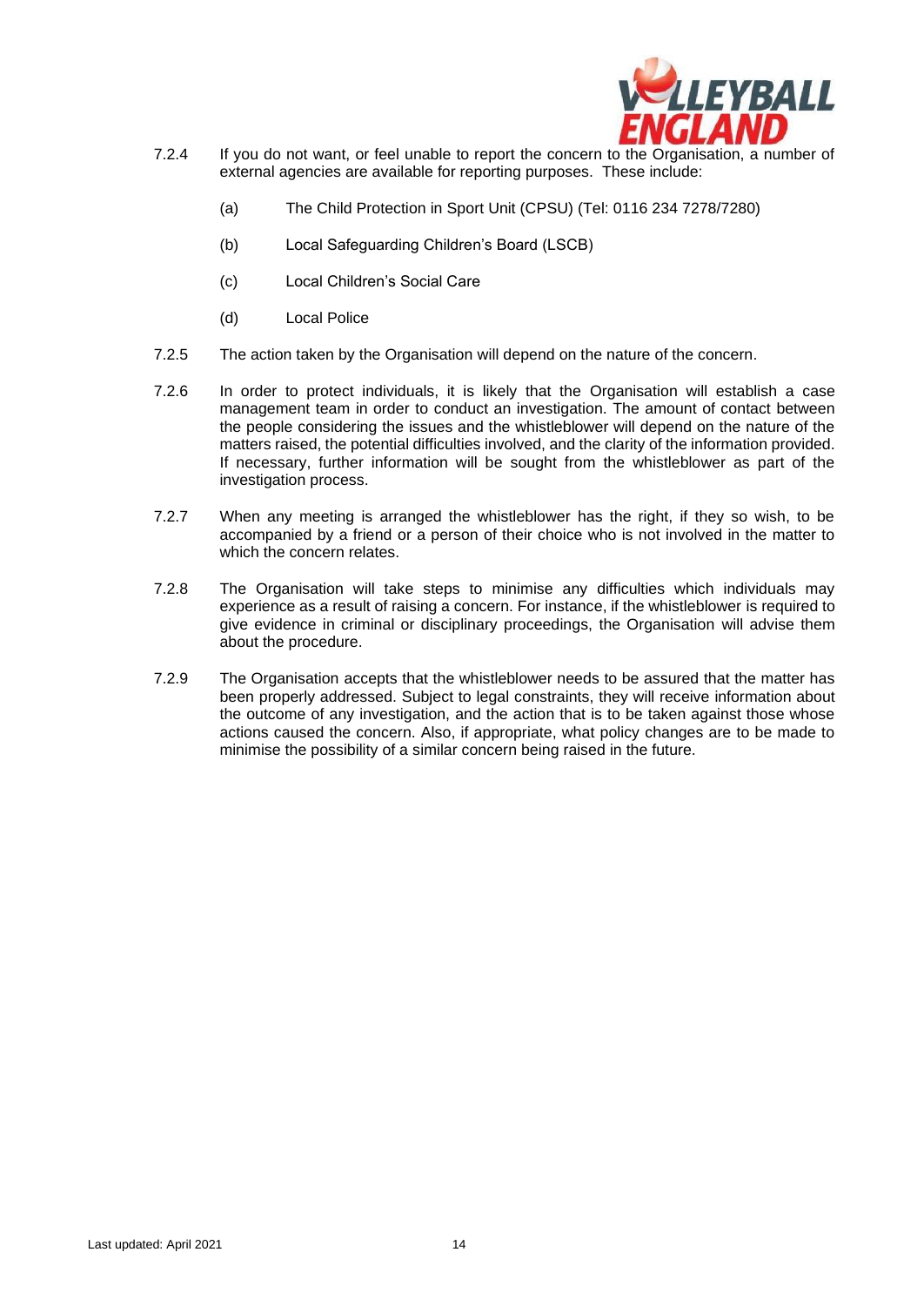7.2.4 If you do not want, or feel unable to report the concern to the Organisation, a number of external agencies are available for reporting purposes. These include:

(a) The Child Protection in Sport Unit (CPSU) (Tel: 0116 234 7278/7280)

(b) Local Safeguarding Children's Board (LSCB)

(c) Local Children's Social Care

(d) Local Police

7.2.5 The action taken by the Organisation will depend on the nature of the concern.

7.2.6 In order to protect individuals, it is likely that the Organisation will establish a case management team in order to conduct an investigation. The amount of contact between the people considering the issues and the whistleblower will depend on the nature of the matters raised, the potential difficulties involved, and the clarity of the information provided. If necessary, further information will be sought from the whistleblower as part of the investigation process.

7.2.7 When any meeting is arranged the whistleblower has the right, if they so wish, to be accompanied by a friend or a person of their choice who is not involved in the matter to which the concern relates.

7.2.8 The Organisation will take steps to minimise any difficulties which individuals may experience as a result of raising a concern. For instance, if the whistleblower is required to give evidence in criminal or disciplinary proceedings, the Organisation will advise them about the procedure.

7.2.9 The Organisation accepts that the whistleblower needs to be assured that the matter has been properly addressed. Subject to legal constraints, they will receive information about the outcome of any investigation, and the action that is to be taken against those whose actions caused the concern. Also, if appropriate, what policy changes are to be made to minimise the possibility of a similar concern being raised in the future.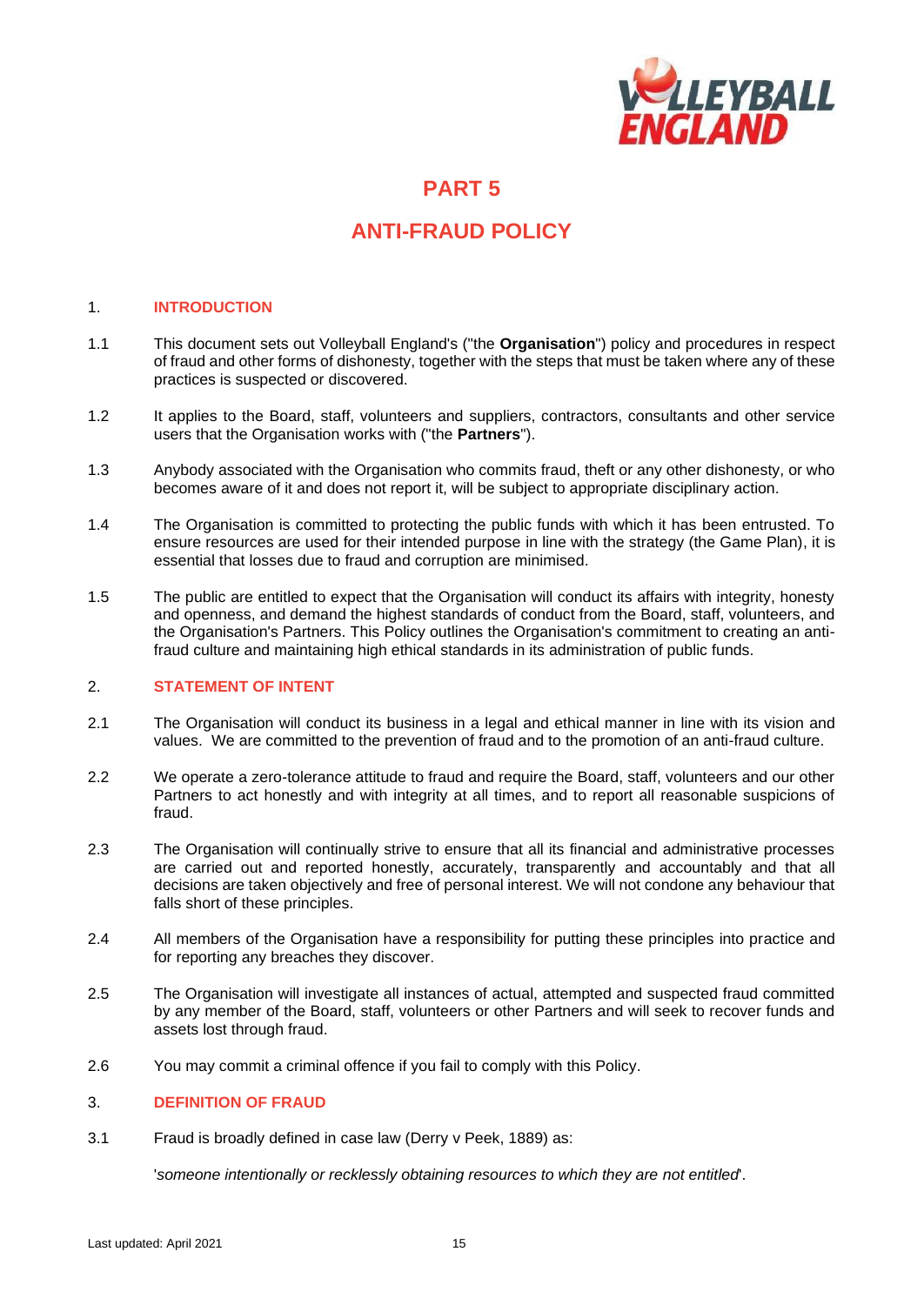# PART 5

# ANTI-FRAUD POLICY

## 1. INTRODUCTION

1.1 This document sets out Volleyball England's ("the **Organisation**") policy and procedures in respect of fraud and other forms of dishonesty, together with the steps that must be taken where any of these practices is suspected or discovered.

1.2 It applies to the Board, staff, volunteers and suppliers, contractors, consultants and other service users that the Organisation works with ("the **Partners**").

1.3 Anybody associated with the Organisation who commits fraud, theft or any other dishonesty, or who becomes aware of it and does not report it, will be subject to appropriate disciplinary action.

1.4 The Organisation is committed to protecting the public funds with which it has been entrusted. To ensure resources are used for their intended purpose in line with the strategy (the Game Plan), it is essential that losses due to fraud and corruption are minimised.

1.5 The public are entitled to expect that the Organisation will conduct its affairs with integrity, honesty and openness, and demand the highest standards of conduct from the Board, staff, volunteers, and the Organisation's Partners. This Policy outlines the Organisation's commitment to creating an anti-fraud culture and maintaining high ethical standards in its administration of public funds.

## 2. STATEMENT OF INTENT

2.1 The Organisation will conduct its business in a legal and ethical manner in line with its vision and values. We are committed to the prevention of fraud and to the promotion of an anti-fraud culture.

2.2 We operate a zero-tolerance attitude to fraud and require the Board, staff, volunteers and our other Partners to act honestly and with integrity at all times, and to report all reasonable suspicions of fraud.

2.3 The Organisation will continually strive to ensure that all its financial and administrative processes are carried out and reported honestly, accurately, transparently and accountably and that all decisions are taken objectively and free of personal interest. We will not condone any behaviour that falls short of these principles.

2.4 All members of the Organisation have a responsibility for putting these principles into practice and for reporting any breaches they discover.

2.5 The Organisation will investigate all instances of actual, attempted and suspected fraud committed by any member of the Board, staff, volunteers or other Partners and will seek to recover funds and assets lost through fraud.

2.6 You may commit a criminal offence if you fail to comply with this Policy.

## 3. DEFINITION OF FRAUD

3.1 Fraud is broadly defined in case law (Derry v Peek, 1889) as:

'*someone intentionally or recklessly obtaining resources to which they are not entitled*'.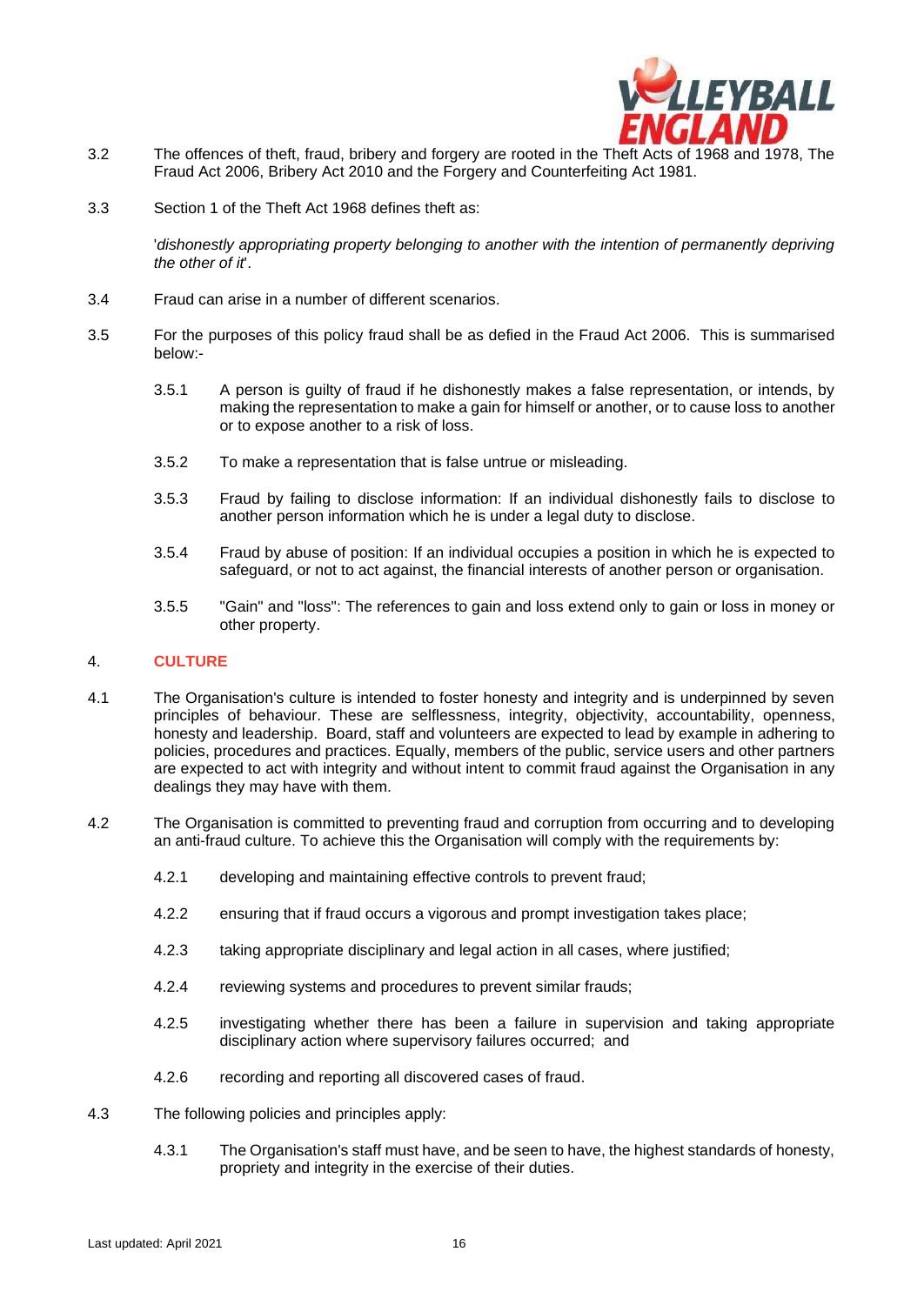3.2 The offences of theft, fraud, bribery and forgery are rooted in the Theft Acts of 1968 and 1978, The Fraud Act 2006, Bribery Act 2010 and the Forgery and Counterfeiting Act 1981.

3.3 Section 1 of the Theft Act 1968 defines theft as:

'*dishonestly appropriating property belonging to another with the intention of permanently depriving the other of it*'.

3.4 Fraud can arise in a number of different scenarios.

3.5 For the purposes of this policy fraud shall be as defied in the Fraud Act 2006. This is summarised below:-

3.5.1 A person is guilty of fraud if he dishonestly makes a false representation, or intends, by making the representation to make a gain for himself or another, or to cause loss to another or to expose another to a risk of loss.

3.5.2 To make a representation that is false untrue or misleading.

3.5.3 Fraud by failing to disclose information: If an individual dishonestly fails to disclose to another person information which he is under a legal duty to disclose.

3.5.4 Fraud by abuse of position: If an individual occupies a position in which he is expected to safeguard, or not to act against, the financial interests of another person or organisation.

3.5.5 "Gain" and "loss": The references to gain and loss extend only to gain or loss in money or other property.

## 4. CULTURE

4.1 The Organisation's culture is intended to foster honesty and integrity and is underpinned by seven principles of behaviour. These are selflessness, integrity, objectivity, accountability, openness, honesty and leadership. Board, staff and volunteers are expected to lead by example in adhering to policies, procedures and practices. Equally, members of the public, service users and other partners are expected to act with integrity and without intent to commit fraud against the Organisation in any dealings they may have with them.

4.2 The Organisation is committed to preventing fraud and corruption from occurring and to developing an anti-fraud culture. To achieve this the Organisation will comply with the requirements by:

4.2.1 developing and maintaining effective controls to prevent fraud;

4.2.2 ensuring that if fraud occurs a vigorous and prompt investigation takes place;

4.2.3 taking appropriate disciplinary and legal action in all cases, where justified;

4.2.4 reviewing systems and procedures to prevent similar frauds;

4.2.5 investigating whether there has been a failure in supervision and taking appropriate disciplinary action where supervisory failures occurred; and

4.2.6 recording and reporting all discovered cases of fraud.

4.3 The following policies and principles apply:

4.3.1 The Organisation's staff must have, and be seen to have, the highest standards of honesty, propriety and integrity in the exercise of their duties.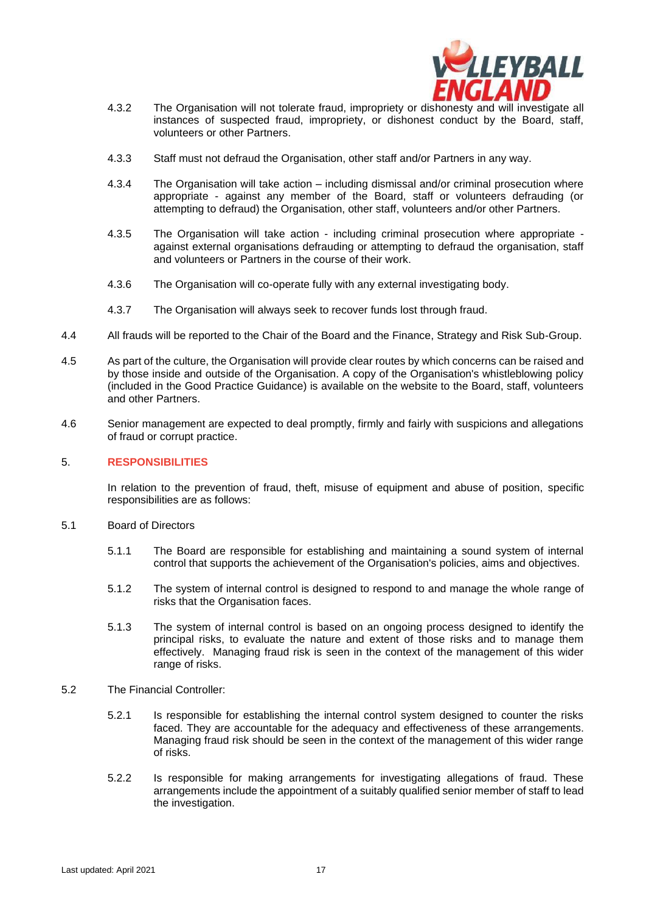4.3.2 The Organisation will not tolerate fraud, impropriety or dishonesty and will investigate all instances of suspected fraud, impropriety, or dishonest conduct by the Board, staff, volunteers or other Partners.

4.3.3 Staff must not defraud the Organisation, other staff and/or Partners in any way.

4.3.4 The Organisation will take action – including dismissal and/or criminal prosecution where appropriate - against any member of the Board, staff or volunteers defrauding (or attempting to defraud) the Organisation, other staff, volunteers and/or other Partners.

4.3.5 The Organisation will take action - including criminal prosecution where appropriate - against external organisations defrauding or attempting to defraud the organisation, staff and volunteers or Partners in the course of their work.

4.3.6 The Organisation will co-operate fully with any external investigating body.

4.3.7 The Organisation will always seek to recover funds lost through fraud.

4.4 All frauds will be reported to the Chair of the Board and the Finance, Strategy and Risk Sub-Group.

4.5 As part of the culture, the Organisation will provide clear routes by which concerns can be raised and by those inside and outside of the Organisation. A copy of the Organisation's whistleblowing policy (included in the Good Practice Guidance) is available on the website to the Board, staff, volunteers and other Partners.

4.6 Senior management are expected to deal promptly, firmly and fairly with suspicions and allegations of fraud or corrupt practice.

## 5. RESPONSIBILITIES

In relation to the prevention of fraud, theft, misuse of equipment and abuse of position, specific responsibilities are as follows:

5.1 Board of Directors

5.1.1 The Board are responsible for establishing and maintaining a sound system of internal control that supports the achievement of the Organisation's policies, aims and objectives.

5.1.2 The system of internal control is designed to respond to and manage the whole range of risks that the Organisation faces.

5.1.3 The system of internal control is based on an ongoing process designed to identify the principal risks, to evaluate the nature and extent of those risks and to manage them effectively. Managing fraud risk is seen in the context of the management of this wider range of risks.

5.2 The Financial Controller:

5.2.1 Is responsible for establishing the internal control system designed to counter the risks faced. They are accountable for the adequacy and effectiveness of these arrangements. Managing fraud risk should be seen in the context of the management of this wider range of risks.

5.2.2 Is responsible for making arrangements for investigating allegations of fraud. These arrangements include the appointment of a suitably qualified senior member of staff to lead the investigation.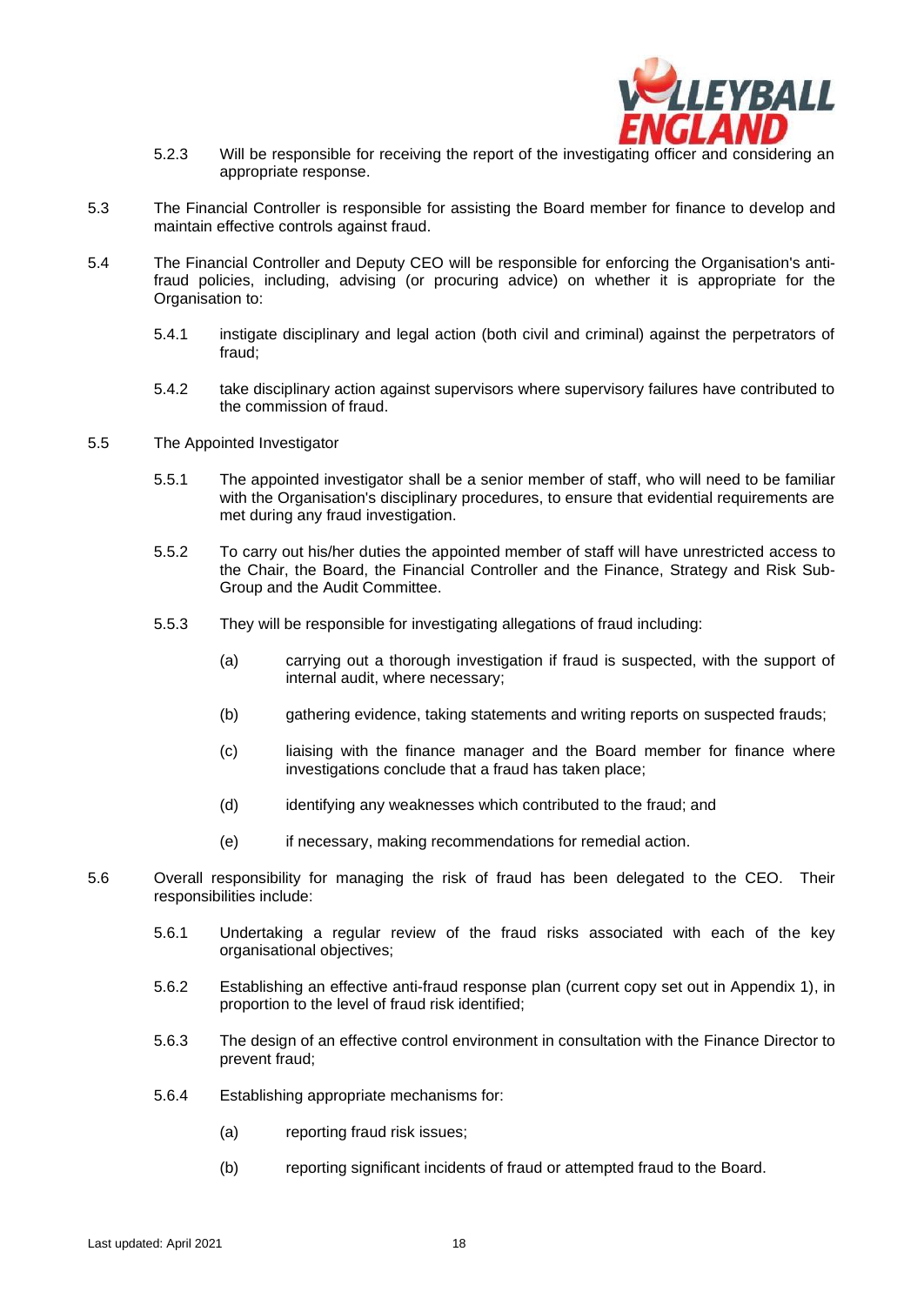5.2.3 Will be responsible for receiving the report of the investigating officer and considering an appropriate response.

5.3 The Financial Controller is responsible for assisting the Board member for finance to develop and maintain effective controls against fraud.

5.4 The Financial Controller and Deputy CEO will be responsible for enforcing the Organisation's anti-fraud policies, including, advising (or procuring advice) on whether it is appropriate for the Organisation to:

5.4.1 instigate disciplinary and legal action (both civil and criminal) against the perpetrators of fraud;

5.4.2 take disciplinary action against supervisors where supervisory failures have contributed to the commission of fraud.

5.5 The Appointed Investigator

5.5.1 The appointed investigator shall be a senior member of staff, who will need to be familiar with the Organisation's disciplinary procedures, to ensure that evidential requirements are met during any fraud investigation.

5.5.2 To carry out his/her duties the appointed member of staff will have unrestricted access to the Chair, the Board, the Financial Controller and the Finance, Strategy and Risk Sub-Group and the Audit Committee.

5.5.3 They will be responsible for investigating allegations of fraud including:

(a) carrying out a thorough investigation if fraud is suspected, with the support of internal audit, where necessary;

(b) gathering evidence, taking statements and writing reports on suspected frauds;

(c) liaising with the finance manager and the Board member for finance where investigations conclude that a fraud has taken place;

(d) identifying any weaknesses which contributed to the fraud; and

(e) if necessary, making recommendations for remedial action.

5.6 Overall responsibility for managing the risk of fraud has been delegated to the CEO. Their responsibilities include:

5.6.1 Undertaking a regular review of the fraud risks associated with each of the key organisational objectives;

5.6.2 Establishing an effective anti-fraud response plan (current copy set out in Appendix 1), in proportion to the level of fraud risk identified;

5.6.3 The design of an effective control environment in consultation with the Finance Director to prevent fraud;

5.6.4 Establishing appropriate mechanisms for:

(a) reporting fraud risk issues;

(b) reporting significant incidents of fraud or attempted fraud to the Board.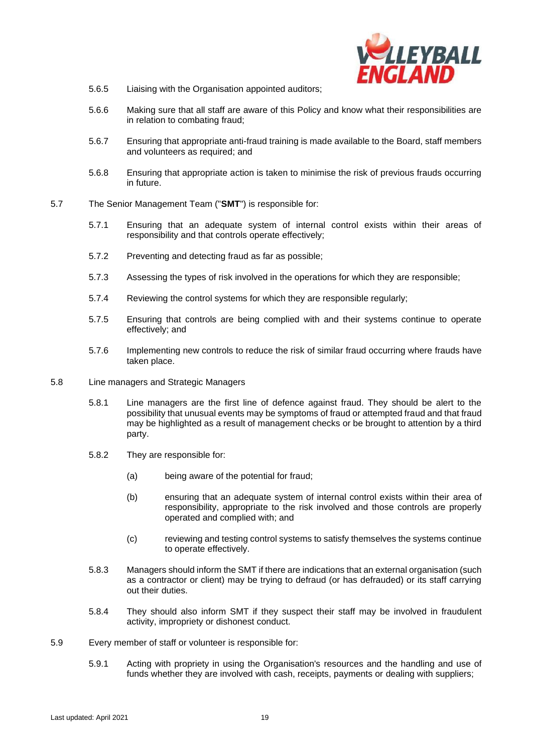5.6.5 Liaising with the Organisation appointed auditors;

5.6.6 Making sure that all staff are aware of this Policy and know what their responsibilities are in relation to combating fraud;

5.6.7 Ensuring that appropriate anti-fraud training is made available to the Board, staff members and volunteers as required; and

5.6.8 Ensuring that appropriate action is taken to minimise the risk of previous frauds occurring in future.

5.7 The Senior Management Team ("**SMT**") is responsible for:

5.7.1 Ensuring that an adequate system of internal control exists within their areas of responsibility and that controls operate effectively;

5.7.2 Preventing and detecting fraud as far as possible;

5.7.3 Assessing the types of risk involved in the operations for which they are responsible;

5.7.4 Reviewing the control systems for which they are responsible regularly;

5.7.5 Ensuring that controls are being complied with and their systems continue to operate effectively; and

5.7.6 Implementing new controls to reduce the risk of similar fraud occurring where frauds have taken place.

5.8 Line managers and Strategic Managers

5.8.1 Line managers are the first line of defence against fraud. They should be alert to the possibility that unusual events may be symptoms of fraud or attempted fraud and that fraud may be highlighted as a result of management checks or be brought to attention by a third party.

5.8.2 They are responsible for:

(a) being aware of the potential for fraud;

(b) ensuring that an adequate system of internal control exists within their area of responsibility, appropriate to the risk involved and those controls are properly operated and complied with; and

(c) reviewing and testing control systems to satisfy themselves the systems continue to operate effectively.

5.8.3 Managers should inform the SMT if there are indications that an external organisation (such as a contractor or client) may be trying to defraud (or has defrauded) or its staff carrying out their duties.

5.8.4 They should also inform SMT if they suspect their staff may be involved in fraudulent activity, impropriety or dishonest conduct.

5.9 Every member of staff or volunteer is responsible for:

5.9.1 Acting with propriety in using the Organisation's resources and the handling and use of funds whether they are involved with cash, receipts, payments or dealing with suppliers;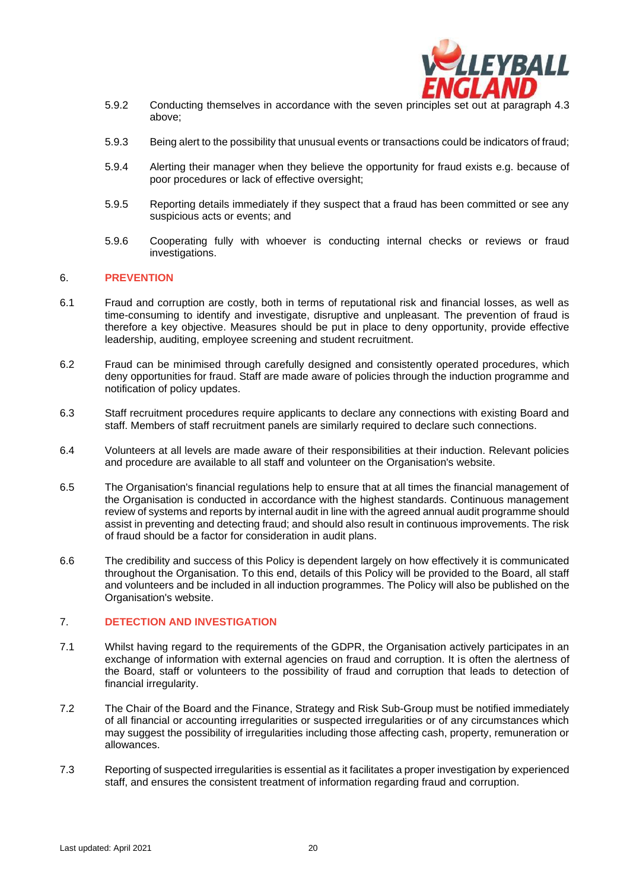5.9.2 Conducting themselves in accordance with the seven principles set out at paragraph 4.3 above;

5.9.3 Being alert to the possibility that unusual events or transactions could be indicators of fraud;

5.9.4 Alerting their manager when they believe the opportunity for fraud exists e.g. because of poor procedures or lack of effective oversight;

5.9.5 Reporting details immediately if they suspect that a fraud has been committed or see any suspicious acts or events; and

5.9.6 Cooperating fully with whoever is conducting internal checks or reviews or fraud investigations.

## 6. PREVENTION

6.1 Fraud and corruption are costly, both in terms of reputational risk and financial losses, as well as time-consuming to identify and investigate, disruptive and unpleasant. The prevention of fraud is therefore a key objective. Measures should be put in place to deny opportunity, provide effective leadership, auditing, employee screening and student recruitment.

6.2 Fraud can be minimised through carefully designed and consistently operated procedures, which deny opportunities for fraud. Staff are made aware of policies through the induction programme and notification of policy updates.

6.3 Staff recruitment procedures require applicants to declare any connections with existing Board and staff. Members of staff recruitment panels are similarly required to declare such connections.

6.4 Volunteers at all levels are made aware of their responsibilities at their induction. Relevant policies and procedure are available to all staff and volunteer on the Organisation's website.

6.5 The Organisation's financial regulations help to ensure that at all times the financial management of the Organisation is conducted in accordance with the highest standards. Continuous management review of systems and reports by internal audit in line with the agreed annual audit programme should assist in preventing and detecting fraud; and should also result in continuous improvements. The risk of fraud should be a factor for consideration in audit plans.

6.6 The credibility and success of this Policy is dependent largely on how effectively it is communicated throughout the Organisation. To this end, details of this Policy will be provided to the Board, all staff and volunteers and be included in all induction programmes. The Policy will also be published on the Organisation's website.

## 7. DETECTION AND INVESTIGATION

7.1 Whilst having regard to the requirements of the GDPR, the Organisation actively participates in an exchange of information with external agencies on fraud and corruption. It is often the alertness of the Board, staff or volunteers to the possibility of fraud and corruption that leads to detection of financial irregularity.

7.2 The Chair of the Board and the Finance, Strategy and Risk Sub-Group must be notified immediately of all financial or accounting irregularities or suspected irregularities or of any circumstances which may suggest the possibility of irregularities including those affecting cash, property, remuneration or allowances.

7.3 Reporting of suspected irregularities is essential as it facilitates a proper investigation by experienced staff, and ensures the consistent treatment of information regarding fraud and corruption.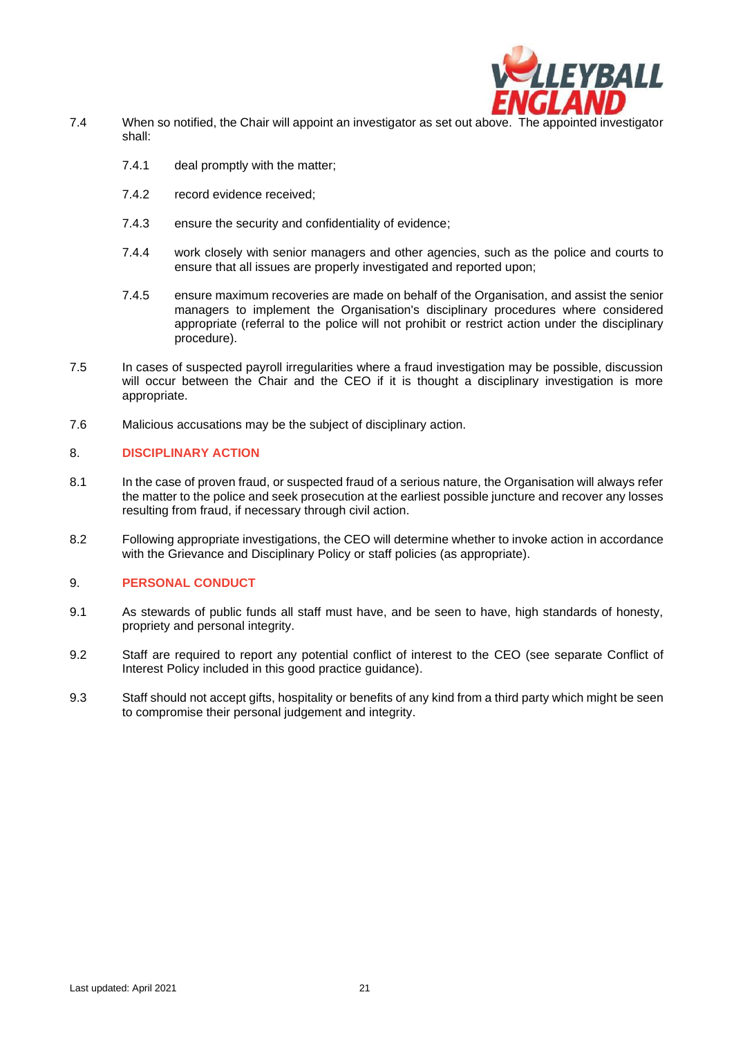7.4 When so notified, the Chair will appoint an investigator as set out above. The appointed investigator shall:

7.4.1 deal promptly with the matter;

7.4.2 record evidence received;

7.4.3 ensure the security and confidentiality of evidence;

7.4.4 work closely with senior managers and other agencies, such as the police and courts to ensure that all issues are properly investigated and reported upon;

7.4.5 ensure maximum recoveries are made on behalf of the Organisation, and assist the senior managers to implement the Organisation's disciplinary procedures where considered appropriate (referral to the police will not prohibit or restrict action under the disciplinary procedure).

7.5 In cases of suspected payroll irregularities where a fraud investigation may be possible, discussion will occur between the Chair and the CEO if it is thought a disciplinary investigation is more appropriate.

7.6 Malicious accusations may be the subject of disciplinary action.

## 8. DISCIPLINARY ACTION

8.1 In the case of proven fraud, or suspected fraud of a serious nature, the Organisation will always refer the matter to the police and seek prosecution at the earliest possible juncture and recover any losses resulting from fraud, if necessary through civil action.

8.2 Following appropriate investigations, the CEO will determine whether to invoke action in accordance with the Grievance and Disciplinary Policy or staff policies (as appropriate).

## 9. PERSONAL CONDUCT

9.1 As stewards of public funds all staff must have, and be seen to have, high standards of honesty, propriety and personal integrity.

9.2 Staff are required to report any potential conflict of interest to the CEO (see separate Conflict of Interest Policy included in this good practice guidance).

9.3 Staff should not accept gifts, hospitality or benefits of any kind from a third party which might be seen to compromise their personal judgement and integrity.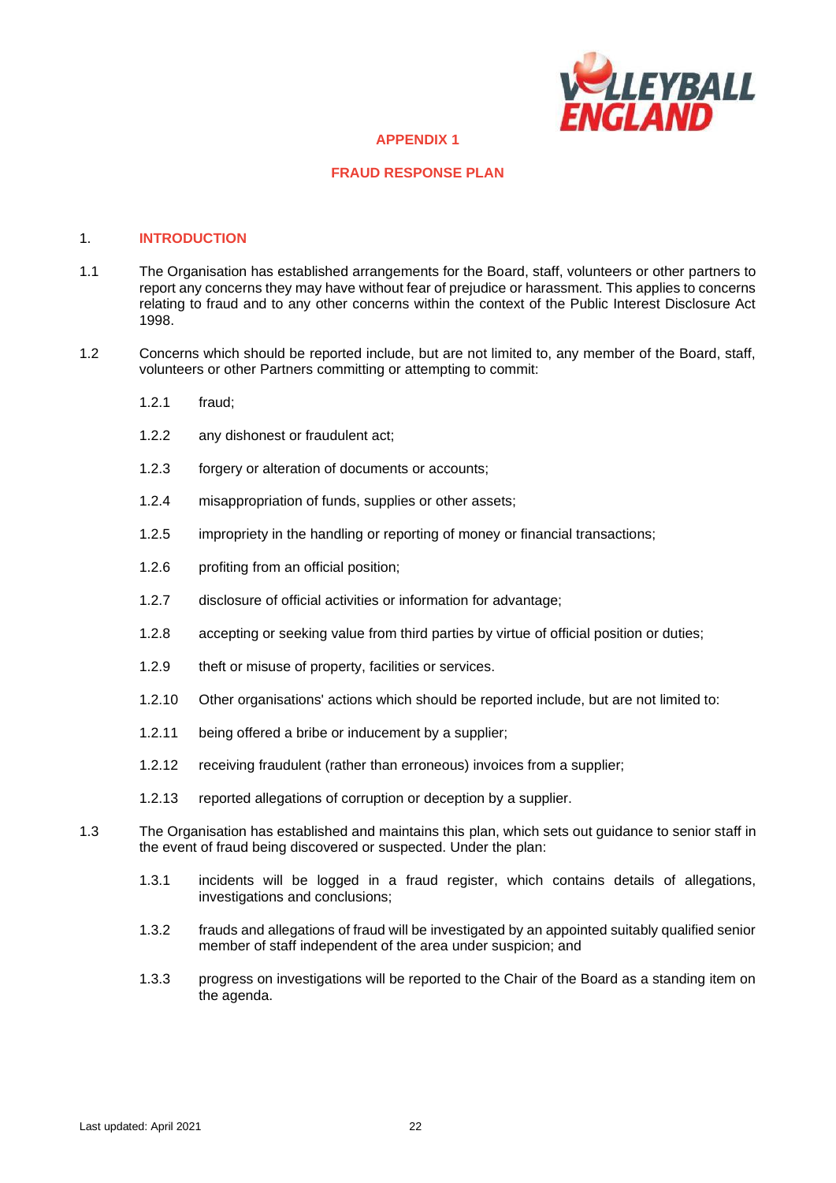# APPENDIX 1

## FRAUD RESPONSE PLAN

### 1. INTRODUCTION

1.1 The Organisation has established arrangements for the Board, staff, volunteers or other partners to report any concerns they may have without fear of prejudice or harassment. This applies to concerns relating to fraud and to any other concerns within the context of the Public Interest Disclosure Act 1998.

1.2 Concerns which should be reported include, but are not limited to, any member of the Board, staff, volunteers or other Partners committing or attempting to commit:

- 1.2.1 fraud;
- 1.2.2 any dishonest or fraudulent act;
- 1.2.3 forgery or alteration of documents or accounts;
- 1.2.4 misappropriation of funds, supplies or other assets;
- 1.2.5 impropriety in the handling or reporting of money or financial transactions;
- 1.2.6 profiting from an official position;
- 1.2.7 disclosure of official activities or information for advantage;
- 1.2.8 accepting or seeking value from third parties by virtue of official position or duties;
- 1.2.9 theft or misuse of property, facilities or services.
- 1.2.10 Other organisations' actions which should be reported include, but are not limited to:
- 1.2.11 being offered a bribe or inducement by a supplier;
- 1.2.12 receiving fraudulent (rather than erroneous) invoices from a supplier;
- 1.2.13 reported allegations of corruption or deception by a supplier.

1.3 The Organisation has established and maintains this plan, which sets out guidance to senior staff in the event of fraud being discovered or suspected. Under the plan:

- 1.3.1 incidents will be logged in a fraud register, which contains details of allegations, investigations and conclusions;
- 1.3.2 frauds and allegations of fraud will be investigated by an appointed suitably qualified senior member of staff independent of the area under suspicion; and
- 1.3.3 progress on investigations will be reported to the Chair of the Board as a standing item on the agenda.

Last updated: April 2021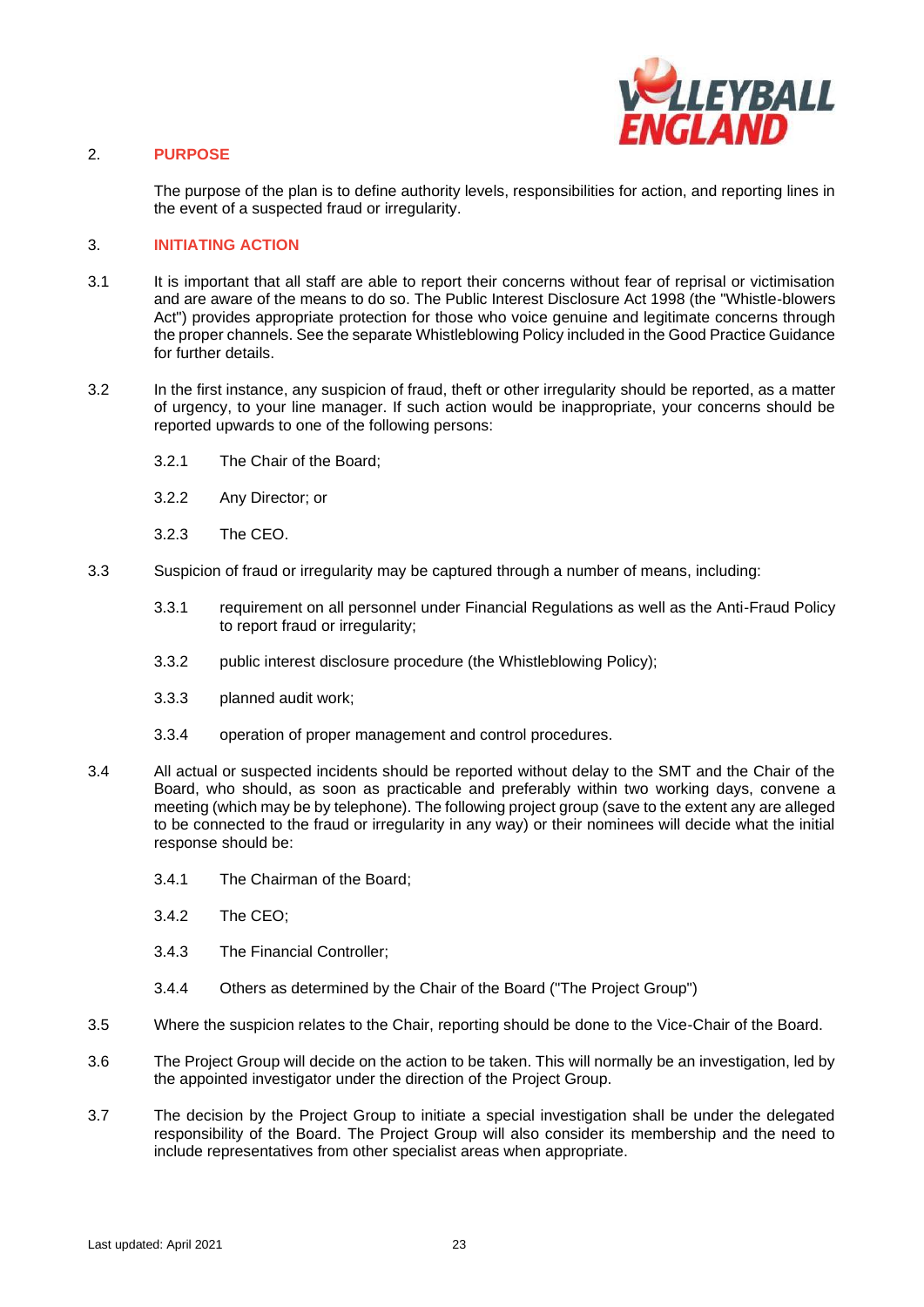## 2. PURPOSE

The purpose of the plan is to define authority levels, responsibilities for action, and reporting lines in the event of a suspected fraud or irregularity.

## 3. INITIATING ACTION

3.1 It is important that all staff are able to report their concerns without fear of reprisal or victimisation and are aware of the means to do so. The Public Interest Disclosure Act 1998 (the "Whistle-blowers Act") provides appropriate protection for those who voice genuine and legitimate concerns through the proper channels. See the separate Whistleblowing Policy included in the Good Practice Guidance for further details.

3.2 In the first instance, any suspicion of fraud, theft or other irregularity should be reported, as a matter of urgency, to your line manager. If such action would be inappropriate, your concerns should be reported upwards to one of the following persons:

- 3.2.1 The Chair of the Board;
- 3.2.2 Any Director; or
- 3.2.3 The CEO.

3.3 Suspicion of fraud or irregularity may be captured through a number of means, including:

- 3.3.1 requirement on all personnel under Financial Regulations as well as the Anti-Fraud Policy to report fraud or irregularity;
- 3.3.2 public interest disclosure procedure (the Whistleblowing Policy);
- 3.3.3 planned audit work;
- 3.3.4 operation of proper management and control procedures.

3.4 All actual or suspected incidents should be reported without delay to the SMT and the Chair of the Board, who should, as soon as practicable and preferably within two working days, convene a meeting (which may be by telephone). The following project group (save to the extent any are alleged to be connected to the fraud or irregularity in any way) or their nominees will decide what the initial response should be:

- 3.4.1 The Chairman of the Board;
- 3.4.2 The CEO;
- 3.4.3 The Financial Controller;
- 3.4.4 Others as determined by the Chair of the Board ("The Project Group")

3.5 Where the suspicion relates to the Chair, reporting should be done to the Vice-Chair of the Board.

3.6 The Project Group will decide on the action to be taken. This will normally be an investigation, led by the appointed investigator under the direction of the Project Group.

3.7 The decision by the Project Group to initiate a special investigation shall be under the delegated responsibility of the Board. The Project Group will also consider its membership and the need to include representatives from other specialist areas when appropriate.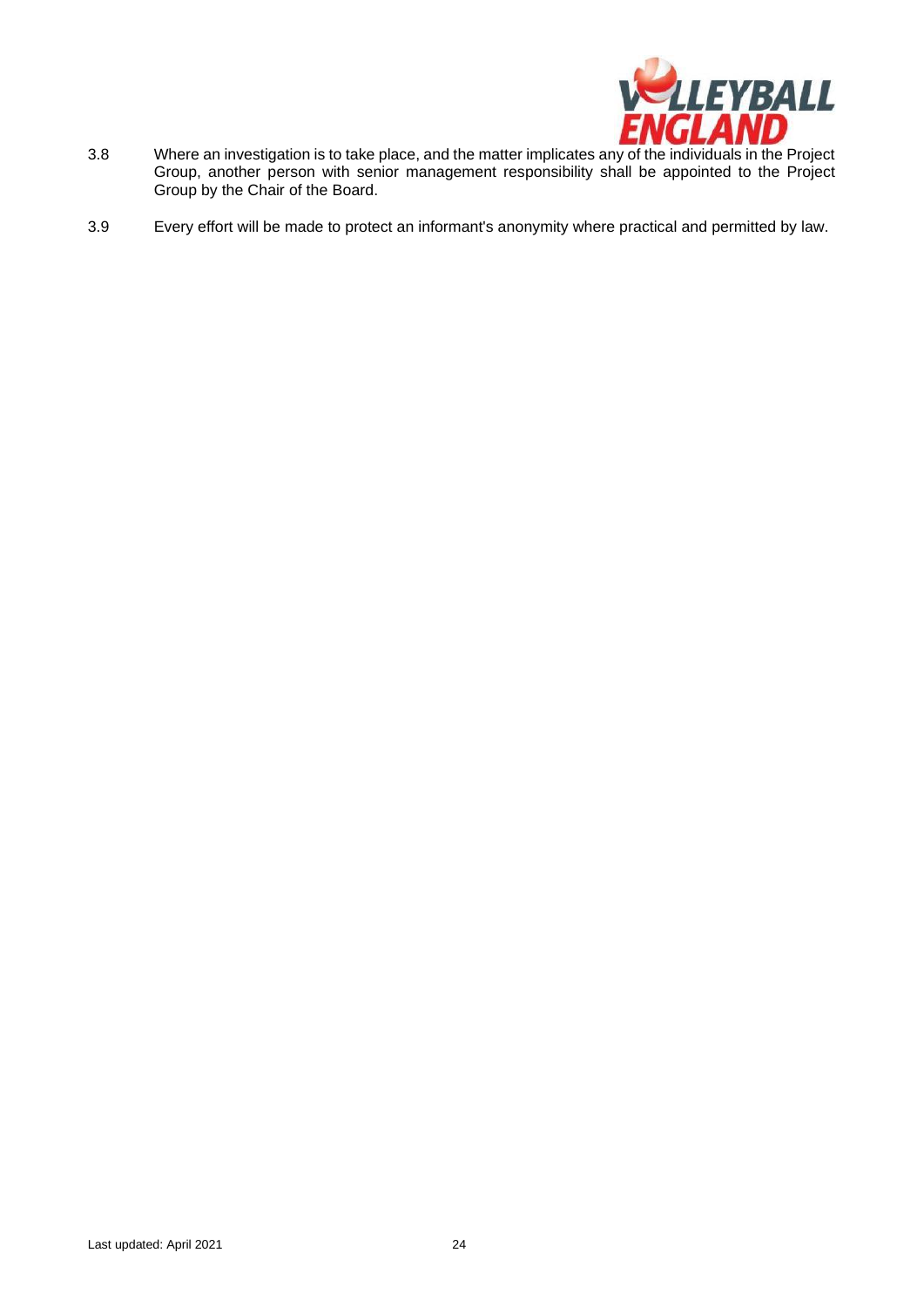3.8 Where an investigation is to take place, and the matter implicates any of the individuals in the Project Group, another person with senior management responsibility shall be appointed to the Project Group by the Chair of the Board.

3.9 Every effort will be made to protect an informant's anonymity where practical and permitted by law.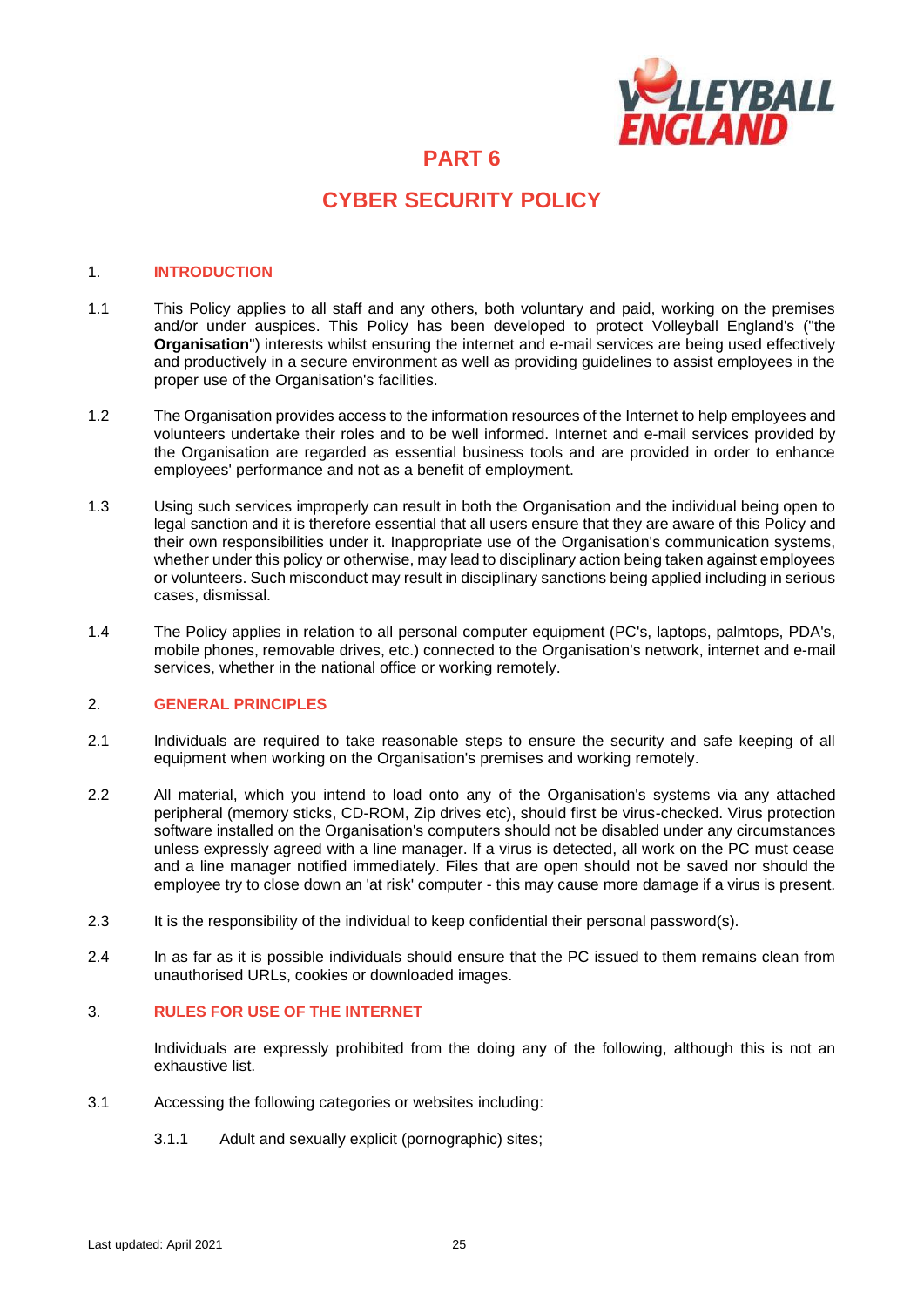# PART 6

# CYBER SECURITY POLICY

## 1. INTRODUCTION

1.1 This Policy applies to all staff and any others, both voluntary and paid, working on the premises and/or under auspices. This Policy has been developed to protect Volleyball England's ("the **Organisation**") interests whilst ensuring the internet and e-mail services are being used effectively and productively in a secure environment as well as providing guidelines to assist employees in the proper use of the Organisation's facilities.

1.2 The Organisation provides access to the information resources of the Internet to help employees and volunteers undertake their roles and to be well informed. Internet and e-mail services provided by the Organisation are regarded as essential business tools and are provided in order to enhance employees' performance and not as a benefit of employment.

1.3 Using such services improperly can result in both the Organisation and the individual being open to legal sanction and it is therefore essential that all users ensure that they are aware of this Policy and their own responsibilities under it. Inappropriate use of the Organisation's communication systems, whether under this policy or otherwise, may lead to disciplinary action being taken against employees or volunteers. Such misconduct may result in disciplinary sanctions being applied including in serious cases, dismissal.

1.4 The Policy applies in relation to all personal computer equipment (PC's, laptops, palmtops, PDA's, mobile phones, removable drives, etc.) connected to the Organisation's network, internet and e-mail services, whether in the national office or working remotely.

## 2. GENERAL PRINCIPLES

2.1 Individuals are required to take reasonable steps to ensure the security and safe keeping of all equipment when working on the Organisation's premises and working remotely.

2.2 All material, which you intend to load onto any of the Organisation's systems via any attached peripheral (memory sticks, CD-ROM, Zip drives etc), should first be virus-checked. Virus protection software installed on the Organisation's computers should not be disabled under any circumstances unless expressly agreed with a line manager. If a virus is detected, all work on the PC must cease and a line manager notified immediately. Files that are open should not be saved nor should the employee try to close down an 'at risk' computer - this may cause more damage if a virus is present.

2.3 It is the responsibility of the individual to keep confidential their personal password(s).

2.4 In as far as it is possible individuals should ensure that the PC issued to them remains clean from unauthorised URLs, cookies or downloaded images.

## 3. RULES FOR USE OF THE INTERNET

Individuals are expressly prohibited from the doing any of the following, although this is not an exhaustive list.

3.1 Accessing the following categories or websites including:

3.1.1 Adult and sexually explicit (pornographic) sites;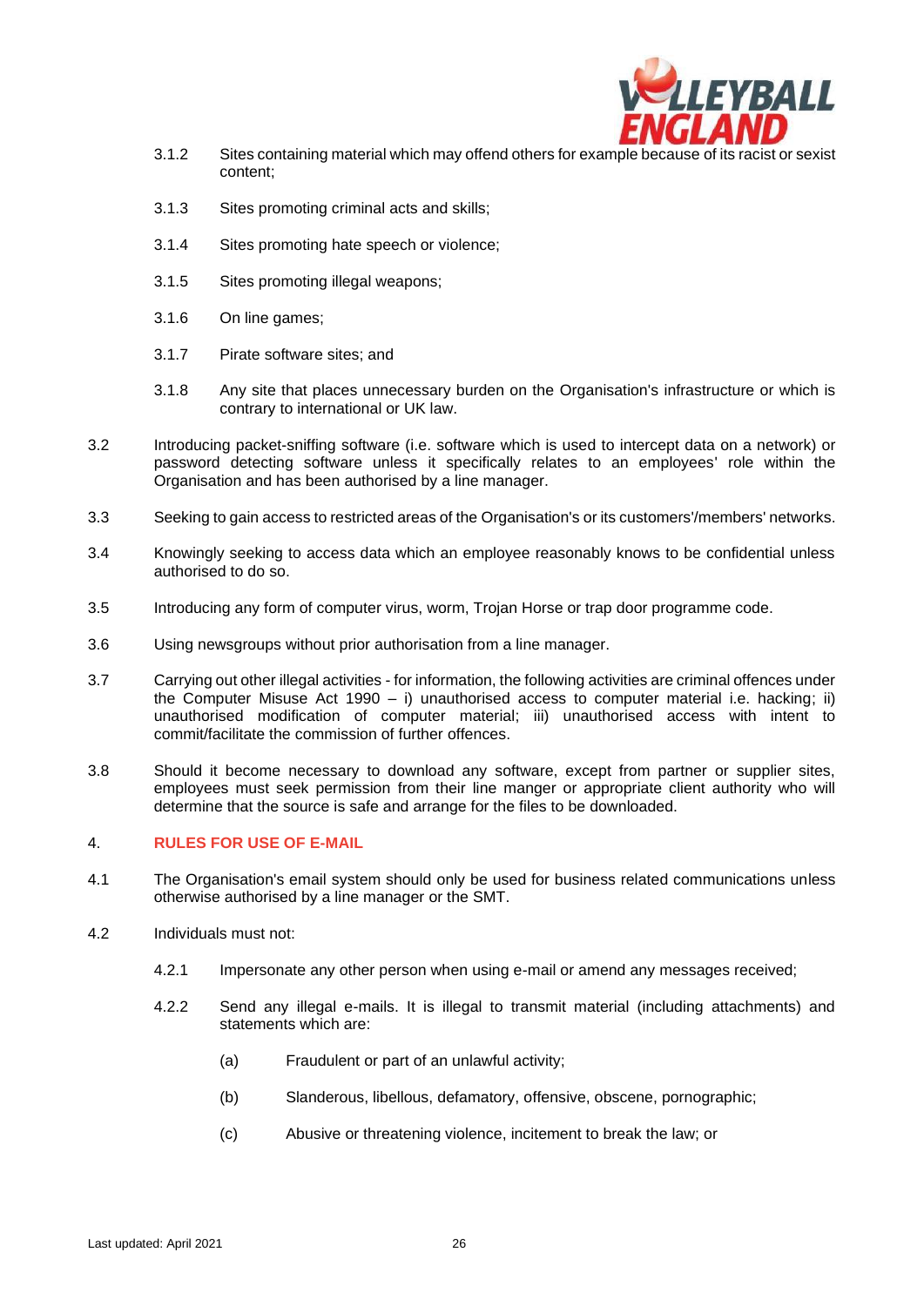3.1.2 Sites containing material which may offend others for example because of its racist or sexist content;

3.1.3 Sites promoting criminal acts and skills;

3.1.4 Sites promoting hate speech or violence;

3.1.5 Sites promoting illegal weapons;

3.1.6 On line games;

3.1.7 Pirate software sites; and

3.1.8 Any site that places unnecessary burden on the Organisation's infrastructure or which is contrary to international or UK law.

3.2 Introducing packet-sniffing software (i.e. software which is used to intercept data on a network) or password detecting software unless it specifically relates to an employees' role within the Organisation and has been authorised by a line manager.

3.3 Seeking to gain access to restricted areas of the Organisation's or its customers'/members' networks.

3.4 Knowingly seeking to access data which an employee reasonably knows to be confidential unless authorised to do so.

3.5 Introducing any form of computer virus, worm, Trojan Horse or trap door programme code.

3.6 Using newsgroups without prior authorisation from a line manager.

3.7 Carrying out other illegal activities - for information, the following activities are criminal offences under the Computer Misuse Act 1990 – i) unauthorised access to computer material i.e. hacking; ii) unauthorised modification of computer material; iii) unauthorised access with intent to commit/facilitate the commission of further offences.

3.8 Should it become necessary to download any software, except from partner or supplier sites, employees must seek permission from their line manger or appropriate client authority who will determine that the source is safe and arrange for the files to be downloaded.

## 4. RULES FOR USE OF E-MAIL

4.1 The Organisation's email system should only be used for business related communications unless otherwise authorised by a line manager or the SMT.

4.2 Individuals must not:

4.2.1 Impersonate any other person when using e-mail or amend any messages received;

4.2.2 Send any illegal e-mails. It is illegal to transmit material (including attachments) and statements which are:

(a) Fraudulent or part of an unlawful activity;

(b) Slanderous, libellous, defamatory, offensive, obscene, pornographic;

(c) Abusive or threatening violence, incitement to break the law; or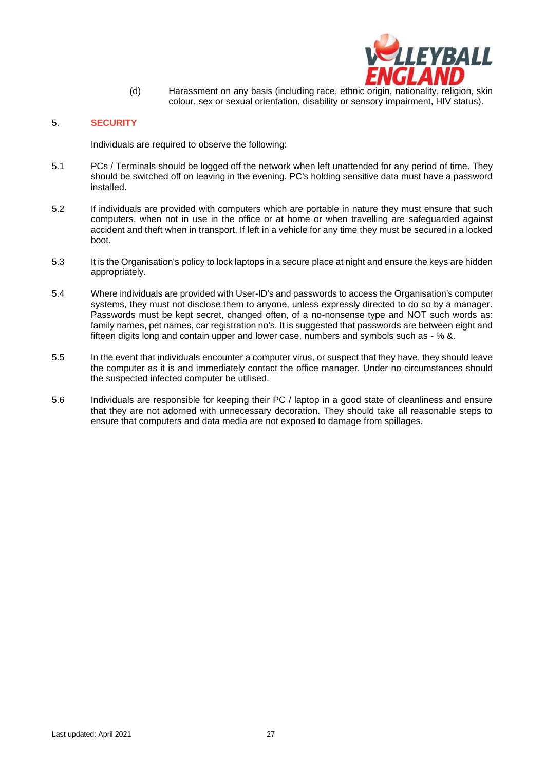(d) Harassment on any basis (including race, ethnic origin, nationality, religion, skin colour, sex or sexual orientation, disability or sensory impairment, HIV status).

## 5. SECURITY

Individuals are required to observe the following:

5.1 PCs / Terminals should be logged off the network when left unattended for any period of time. They should be switched off on leaving in the evening. PC's holding sensitive data must have a password installed.

5.2 If individuals are provided with computers which are portable in nature they must ensure that such computers, when not in use in the office or at home or when travelling are safeguarded against accident and theft when in transport. If left in a vehicle for any time they must be secured in a locked boot.

5.3 It is the Organisation's policy to lock laptops in a secure place at night and ensure the keys are hidden appropriately.

5.4 Where individuals are provided with User-ID's and passwords to access the Organisation's computer systems, they must not disclose them to anyone, unless expressly directed to do so by a manager. Passwords must be kept secret, changed often, of a no-nonsense type and NOT such words as: family names, pet names, car registration no's. It is suggested that passwords are between eight and fifteen digits long and contain upper and lower case, numbers and symbols such as - % &.

5.5 In the event that individuals encounter a computer virus, or suspect that they have, they should leave the computer as it is and immediately contact the office manager. Under no circumstances should the suspected infected computer be utilised.

5.6 Individuals are responsible for keeping their PC / laptop in a good state of cleanliness and ensure that they are not adorned with unnecessary decoration. They should take all reasonable steps to ensure that computers and data media are not exposed to damage from spillages.